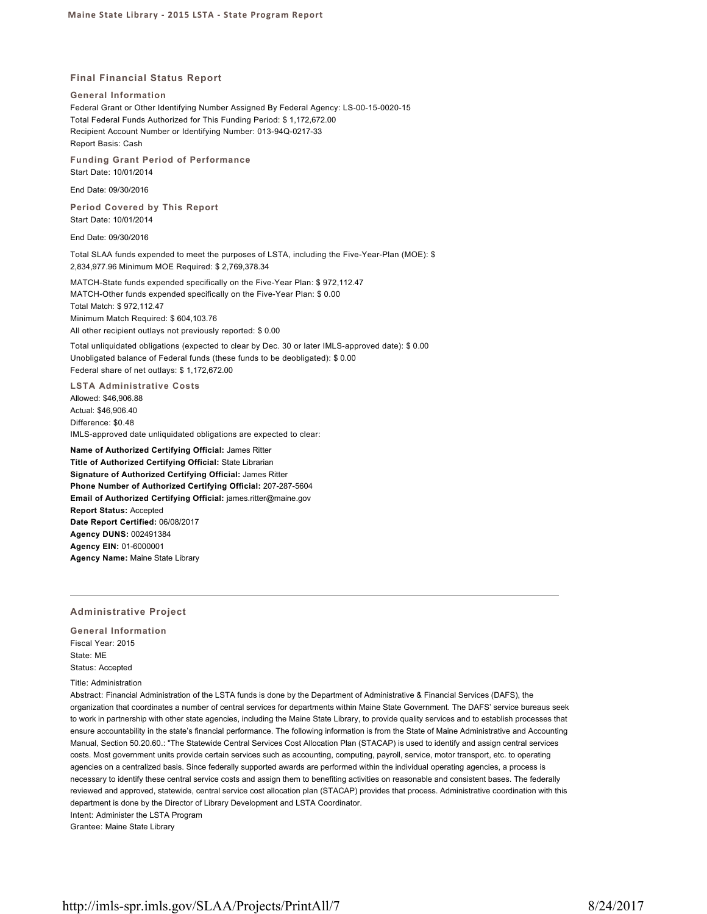## Final Financial Status Report

### General Information

Federal Grant or Other Identifying Number Assigned By Federal Agency: LS-00-15-0020-15
Total Federal Funds Authorized for This Funding Period: $ 1,172,672.00
Recipient Account Number or Identifying Number: 013-94Q-0217-33
Report Basis: Cash

### Funding Grant Period of Performance

Start Date: 10/01/2014

End Date: 09/30/2016

### Period Covered by This Report

Start Date: 10/01/2014

End Date: 09/30/2016

Total SLAA funds expended to meet the purposes of LSTA, including the Five-Year-Plan (MOE): $ 2,834,977.96 Minimum MOE Required: $ 2,769,378.34

MATCH-State funds expended specifically on the Five-Year Plan: $ 972,112.47
MATCH-Other funds expended specifically on the Five-Year Plan: $ 0.00
Total Match: $ 972,112.47
Minimum Match Required: $ 604,103.76
All other recipient outlays not previously reported: $ 0.00

Total unliquidated obligations (expected to clear by Dec. 30 or later IMLS-approved date): $ 0.00
Unobligated balance of Federal funds (these funds to be deobligated): $ 0.00
Federal share of net outlays: $ 1,172,672.00

### LSTA Administrative Costs

Allowed: $46,906.88
Actual: $46,906.40
Difference: $0.48
IMLS-approved date unliquidated obligations are expected to clear:

**Name of Authorized Certifying Official:** James Ritter
**Title of Authorized Certifying Official:** State Librarian
**Signature of Authorized Certifying Official:** James Ritter
**Phone Number of Authorized Certifying Official:** 207-287-5604
**Email of Authorized Certifying Official:** james.ritter@maine.gov
**Report Status:** Accepted
**Date Report Certified:** 06/08/2017
**Agency DUNS:** 002491384
**Agency EIN:** 01-6000001
**Agency Name:** Maine State Library

---

## Administrative Project

### General Information

Fiscal Year: 2015
State: ME
Status: Accepted

Title: Administration
Abstract: Financial Administration of the LSTA funds is done by the Department of Administrative & Financial Services (DAFS), the organization that coordinates a number of central services for departments within Maine State Government. The DAFS' service bureaus seek to work in partnership with other state agencies, including the Maine State Library, to provide quality services and to establish processes that ensure accountability in the state's financial performance. The following information is from the State of Maine Administrative and Accounting Manual, Section 50.20.60.: "The Statewide Central Services Cost Allocation Plan (STACAP) is used to identify and assign central services costs. Most government units provide certain services such as accounting, computing, payroll, service, motor transport, etc. to operating agencies on a centralized basis. Since federally supported awards are performed within the individual operating agencies, a process is necessary to identify these central service costs and assign them to benefiting activities on reasonable and consistent bases. The federally reviewed and approved, statewide, central service cost allocation plan (STACAP) provides that process. Administrative coordination with this department is done by the Director of Library Development and LSTA Coordinator.
Intent: Administer the LSTA Program
Grantee: Maine State Library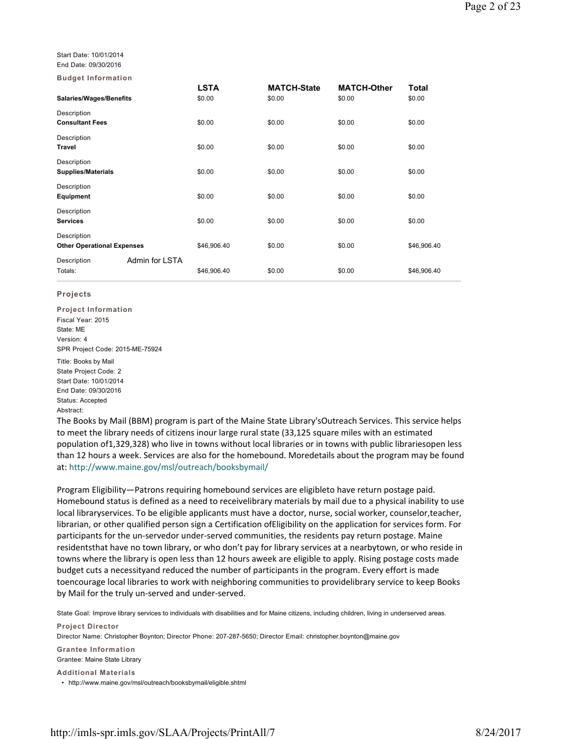Start Date: 10/01/2014
End Date: 09/30/2016

**Budget Information**

| | LSTA | MATCH-State | MATCH-Other | Total |
|---|---|---|---|---|
| **Salaries/Wages/Benefits** | $0.00 | $0.00 | $0.00 | $0.00 |
| Description | | | | |
| **Consultant Fees** | $0.00 | $0.00 | $0.00 | $0.00 |
| Description | | | | |
| **Travel** | $0.00 | $0.00 | $0.00 | $0.00 |
| Description | | | | |
| **Supplies/Materials** | $0.00 | $0.00 | $0.00 | $0.00 |
| Description | | | | |
| **Equipment** | $0.00 | $0.00 | $0.00 | $0.00 |
| Description | | | | |
| **Services** | $0.00 | $0.00 | $0.00 | $0.00 |
| Description | | | | |
| **Other Operational Expenses** | $46,906.40 | $0.00 | $0.00 | $46,906.40 |
| Description Admin for LSTA | | | | |
| Totals: | $46,906.40 | $0.00 | $0.00 | $46,906.40 |

**Projects**

**Project Information**

Fiscal Year: 2015
State: ME
Version: 4
SPR Project Code: 2015-ME-75924

Title: Books by Mail
State Project Code: 2
Start Date: 10/01/2014
End Date: 09/30/2016
Status: Accepted
Abstract:

The Books by Mail (BBM) program is part of the Maine State Library'sOutreach Services. This service helps to meet the library needs of citizens inour large rural state (33,125 square miles with an estimated population of1,329,328) who live in towns without local libraries or in towns with public librariesopen less than 12 hours a week. Services are also for the homebound. Moredetails about the program may be found at: http://www.maine.gov/msl/outreach/booksbymail/

Program Eligibility—Patrons requiring homebound services are eligibleto have return postage paid. Homebound status is defined as a need to receivelibrary materials by mail due to a physical inability to use local libraryservices. To be eligible applicants must have a doctor, nurse, social worker, counselor,teacher, librarian, or other qualified person sign a Certification ofEligibility on the application for services form. For participants for the un-servedor under-served communities, the residents pay return postage. Maine residentsthat have no town library, or who don't pay for library services at a nearbytown, or who reside in towns where the library is open less than 12 hours aweek are eligible to apply. Rising postage costs made budget cuts a necessityand reduced the number of participants in the program. Every effort is made toencourage local libraries to work with neighboring communities to providelibrary service to keep Books by Mail for the truly un-served and under-served.

State Goal: Improve library services to individuals with disabilities and for Maine citizens, including children, living in underserved areas.

**Project Director**

Director Name: Christopher Boynton; Director Phone: 207-287-5650; Director Email: christopher.boynton@maine.gov

**Grantee Information**

Grantee: Maine State Library

**Additional Materials**

- http://www.maine.gov/msl/outreach/booksbymail/eligible.shtml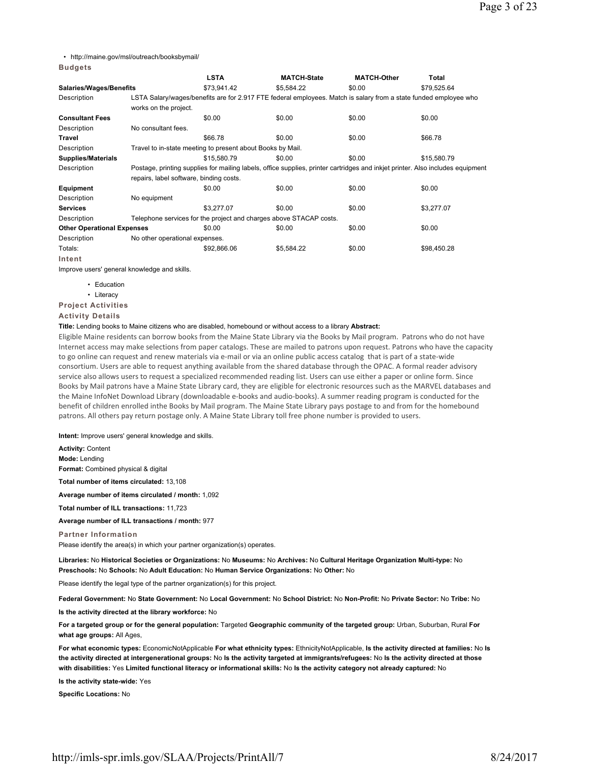- http://maine.gov/msl/outreach/booksbymail/

**Budgets**

| | LSTA | MATCH-State | MATCH-Other | Total |
|---|---|---|---|---|
| **Salaries/Wages/Benefits** | $73,941.42 | $5,584.22 | $0.00 | $79,525.64 |
| Description | LSTA Salary/wages/benefits are for 2.917 FTE federal employees. Match is salary from a state funded employee who works on the project. | | | |
| **Consultant Fees** | $0.00 | $0.00 | $0.00 | $0.00 |
| Description | No consultant fees. | | | |
| **Travel** | $66.78 | $0.00 | $0.00 | $66.78 |
| Description | Travel to in-state meeting to present about Books by Mail. | | | |
| **Supplies/Materials** | $15,580.79 | $0.00 | $0.00 | $15,580.79 |
| Description | Postage, printing supplies for mailing labels, office supplies, printer cartridges and inkjet printer. Also includes equipment repairs, label software, binding costs. | | | |
| **Equipment** | $0.00 | $0.00 | $0.00 | $0.00 |
| Description | No equipment | | | |
| **Services** | $3,277.07 | $0.00 | $0.00 | $3,277.07 |
| Description | Telephone services for the project and charges above STACAP costs. | | | |
| **Other Operational Expenses** | $0.00 | $0.00 | $0.00 | $0.00 |
| Description | No other operational expenses. | | | |
| Totals: | $92,866.06 | $5,584.22 | $0.00 | $98,450.28 |

**Intent**

Improve users' general knowledge and skills.

- Education
- Literacy

**Project Activities**

**Activity Details**

**Title:** Lending books to Maine citizens who are disabled, homebound or without access to a library **Abstract:**

Eligible Maine residents can borrow books from the Maine State Library via the Books by Mail program. Patrons who do not have Internet access may make selections from paper catalogs. These are mailed to patrons upon request. Patrons who have the capacity to go online can request and renew materials via e-mail or via an online public access catalog that is part of a state-wide consortium. Users are able to request anything available from the shared database through the OPAC. A formal reader advisory service also allows users to request a specialized recommended reading list. Users can use either a paper or online form. Since Books by Mail patrons have a Maine State Library card, they are eligible for electronic resources such as the MARVEL databases and the Maine InfoNet Download Library (downloadable e-books and audio-books). A summer reading program is conducted for the benefit of children enrolled inthe Books by Mail program. The Maine State Library pays postage to and from for the homebound patrons. All others pay return postage only. A Maine State Library toll free phone number is provided to users.

**Intent:** Improve users' general knowledge and skills.

**Activity:** Content

**Mode:** Lending

**Format:** Combined physical & digital

**Total number of items circulated:** 13,108

**Average number of items circulated / month:** 1,092

**Total number of ILL transactions:** 11,723

**Average number of ILL transactions / month:** 977

**Partner Information**

Please identify the area(s) in which your partner organization(s) operates.

**Libraries:** No **Historical Societies or Organizations:** No **Museums:** No **Archives:** No **Cultural Heritage Organization Multi-type:** No **Preschools:** No **Schools:** No **Adult Education:** No **Human Service Organizations:** No **Other:** No

Please identify the legal type of the partner organization(s) for this project.

**Federal Government:** No **State Government:** No **Local Government:** No **School District:** No **Non-Profit:** No **Private Sector:** No **Tribe:** No

**Is the activity directed at the library workforce:** No

**For a targeted group or for the general population:** Targeted **Geographic community of the targeted group:** Urban, Suburban, Rural **For what age groups:** All Ages,

**For what economic types:** EconomicNotApplicable **For what ethnicity types:** EthnicityNotApplicable, **Is the activity directed at families:** No **Is the activity directed at intergenerational groups:** No **Is the activity targeted at immigrants/refugees:** No **Is the activity directed at those with disabilities:** Yes **Limited functional literacy or informational skills:** No **Is the activity category not already captured:** No

**Is the activity state-wide:** Yes

**Specific Locations:** No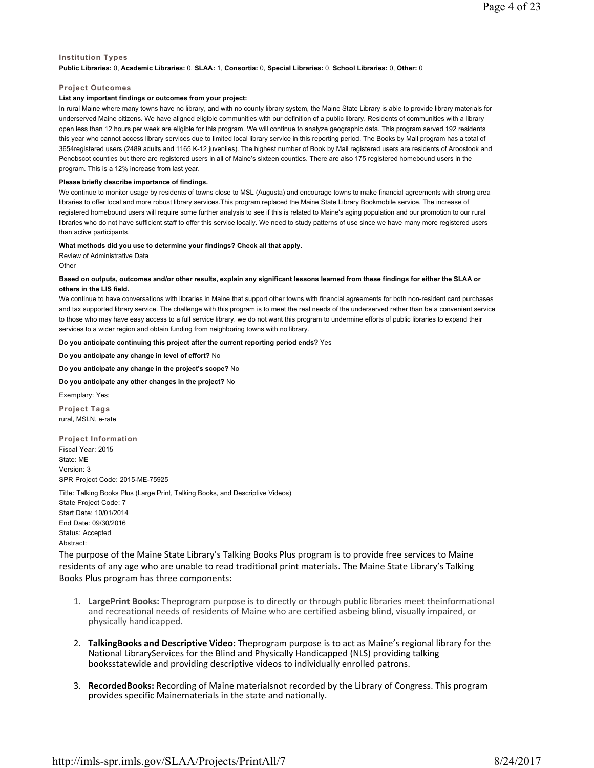**Institution Types**

**Public Libraries:** 0, **Academic Libraries:** 0, **SLAA:** 1, **Consortia:** 0, **Special Libraries:** 0, **School Libraries:** 0, **Other:** 0

**Project Outcomes**

**List any important findings or outcomes from your project:**

In rural Maine where many towns have no library, and with no county library system, the Maine State Library is able to provide library materials for underserved Maine citizens. We have aligned eligible communities with our definition of a public library. Residents of communities with a library open less than 12 hours per week are eligible for this program. We will continue to analyze geographic data. This program served 192 residents this year who cannot access library services due to limited local library service in this reporting period. The Books by Mail program has a total of 3654registered users (2489 adults and 1165 K-12 juveniles). The highest number of Book by Mail registered users are residents of Aroostook and Penobscot counties but there are registered users in all of Maine's sixteen counties. There are also 175 registered homebound users in the program. This is a 12% increase from last year.

**Please briefly describe importance of findings.**

We continue to monitor usage by residents of towns close to MSL (Augusta) and encourage towns to make financial agreements with strong area libraries to offer local and more robust library services.This program replaced the Maine State Library Bookmobile service. The increase of registered homebound users will require some further analysis to see if this is related to Maine's aging population and our promotion to our rural libraries who do not have sufficient staff to offer this service locally. We need to study patterns of use since we have many more registered users than active participants.

**What methods did you use to determine your findings? Check all that apply.**

Review of Administrative Data
Other

**Based on outputs, outcomes and/or other results, explain any significant lessons learned from these findings for either the SLAA or others in the LIS field.**

We continue to have conversations with libraries in Maine that support other towns with financial agreements for both non-resident card purchases and tax supported library service. The challenge with this program is to meet the real needs of the underserved rather than be a convenient service to those who may have easy access to a full service library. we do not want this program to undermine efforts of public libraries to expand their services to a wider region and obtain funding from neighboring towns with no library.

**Do you anticipate continuing this project after the current reporting period ends?** Yes

**Do you anticipate any change in level of effort?** No

**Do you anticipate any change in the project's scope?** No

**Do you anticipate any other changes in the project?** No

Exemplary: Yes;

**Project Tags**

rural, MSLN, e-rate

**Project Information**

Fiscal Year: 2015
State: ME
Version: 3
SPR Project Code: 2015-ME-75925

Title: Talking Books Plus (Large Print, Talking Books, and Descriptive Videos)
State Project Code: 7
Start Date: 10/01/2014
End Date: 09/30/2016
Status: Accepted
Abstract:

The purpose of the Maine State Library's Talking Books Plus program is to provide free services to Maine residents of any age who are unable to read traditional print materials. The Maine State Library's Talking Books Plus program has three components:

1. **LargePrint Books:** Theprogram purpose is to directly or through public libraries meet theinformational and recreational needs of residents of Maine who are certified asbeing blind, visually impaired, or physically handicapped.
2. **TalkingBooks and Descriptive Video:** Theprogram purpose is to act as Maine's regional library for the National LibraryServices for the Blind and Physically Handicapped (NLS) providing talking booksstatewide and providing descriptive videos to individually enrolled patrons.
3. **RecordedBooks:** Recording of Maine materialsnot recorded by the Library of Congress. This program provides specific Mainematerials in the state and nationally.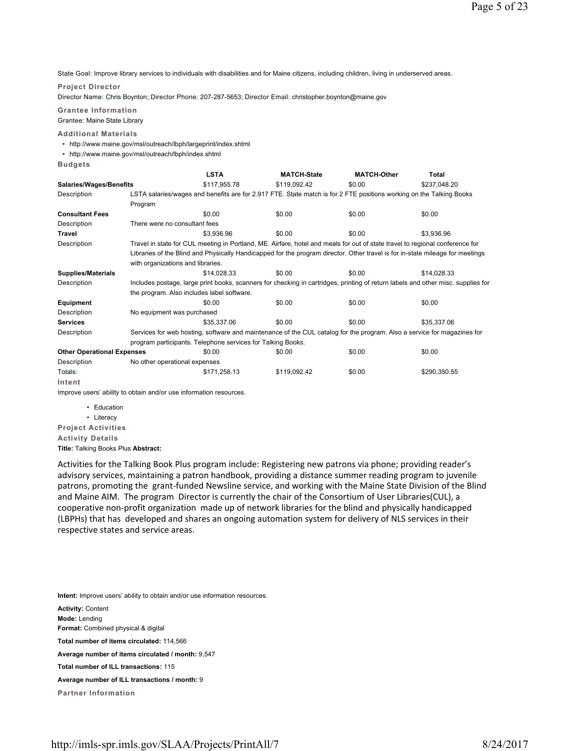State Goal: Improve library services to individuals with disabilities and for Maine citizens, including children, living in underserved areas.

### Project Director

Director Name: Chris Boynton; Director Phone: 207-287-5653; Director Email: christopher.boynton@maine.gov

### Grantee Information

Grantee: Maine State Library

### Additional Materials

- http://www.maine.gov/msl/outreach/lbph/largeprint/index.shtml
- http://www.maine.gov/msl/outreach/lbph/index.shtml

### Budgets

| | LSTA | MATCH-State | MATCH-Other | Total |
|---|---|---|---|---|
| **Salaries/Wages/Benefits** | $117,955.78 | $119,092.42 | $0.00 | $237,048.20 |
| Description | LSTA salaries/wages and benefits are for 2.917 FTE. State match is for 2 FTE positions working on the Talking Books Program | | | |
| **Consultant Fees** | $0.00 | $0.00 | $0.00 | $0.00 |
| Description | There were no consultant fees | | | |
| **Travel** | $3,936.96 | $0.00 | $0.00 | $3,936.96 |
| Description | Travel in state for CUL meeting in Portland, ME. Airfare, hotel and meals for out of state travel to regional conference for Libraries of the Blind and Physically Handicapped for the program director. Other travel is for in-state mileage for meetings with organizations and libraries. | | | |
| **Supplies/Materials** | $14,028.33 | $0.00 | $0.00 | $14,028.33 |
| Description | Includes postage, large print books, scanners for checking in cartridges, printing of return labels and other misc. supplies for the program. Also includes label software. | | | |
| **Equipment** | $0.00 | $0.00 | $0.00 | $0.00 |
| Description | No equipment was purchased | | | |
| **Services** | $35,337.06 | $0.00 | $0.00 | $35,337.06 |
| Description | Services for web hosting, software and maintenance of the CUL catalog for the program. Also a service for magazines for program participants. Telephone services for Talking Books. | | | |
| **Other Operational Expenses** | $0.00 | $0.00 | $0.00 | $0.00 |
| Description | No other operational expenses | | | |
| Totals: | $171,258.13 | $119,092.42 | $0.00 | $290,350.55 |

### Intent

Improve users' ability to obtain and/or use information resources.

- Education
- Literacy

### Project Activities

### Activity Details

**Title:** Talking Books Plus **Abstract:**

Activities for the Talking Book Plus program include: Registering new patrons via phone; providing reader's advisory services, maintaining a patron handbook, providing a distance summer reading program to juvenile patrons, promoting the grant-funded Newsline service, and working with the Maine State Division of the Blind and Maine AIM. The program Director is currently the chair of the Consortium of User Libraries(CUL), a cooperative non-profit organization made up of network libraries for the blind and physically handicapped (LBPHs) that has developed and shares an ongoing automation system for delivery of NLS services in their respective states and service areas.

**Intent:** Improve users' ability to obtain and/or use information resources.

**Activity:** Content

**Mode:** Lending

**Format:** Combined physical & digital

**Total number of items circulated:** 114,566

**Average number of items circulated / month:** 9,547

**Total number of ILL transactions:** 115

**Average number of ILL transactions / month:** 9

### Partner Information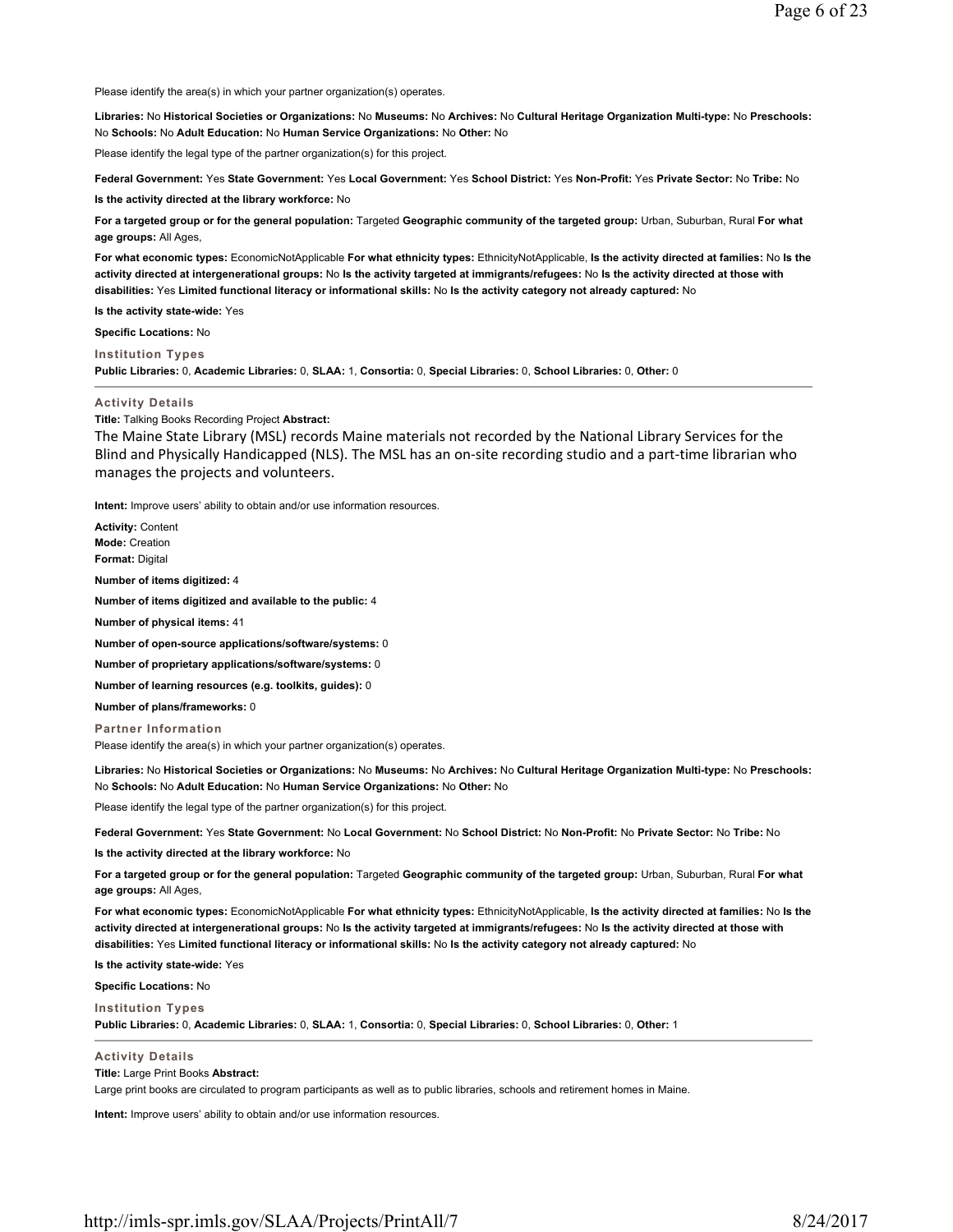Please identify the area(s) in which your partner organization(s) operates.

**Libraries:** No **Historical Societies or Organizations:** No **Museums:** No **Archives:** No **Cultural Heritage Organization Multi-type:** No **Preschools:** No **Schools:** No **Adult Education:** No **Human Service Organizations:** No **Other:** No

Please identify the legal type of the partner organization(s) for this project.

**Federal Government:** Yes **State Government:** Yes **Local Government:** Yes **School District:** Yes **Non-Profit:** Yes **Private Sector:** No **Tribe:** No

**Is the activity directed at the library workforce:** No

**For a targeted group or for the general population:** Targeted **Geographic community of the targeted group:** Urban, Suburban, Rural **For what age groups:** All Ages,

**For what economic types:** EconomicNotApplicable **For what ethnicity types:** EthnicityNotApplicable, **Is the activity directed at families:** No **Is the activity directed at intergenerational groups:** No **Is the activity targeted at immigrants/refugees:** No **Is the activity directed at those with disabilities:** Yes **Limited functional literacy or informational skills:** No **Is the activity category not already captured:** No

**Is the activity state-wide:** Yes

**Specific Locations:** No

### Institution Types

**Public Libraries:** 0, **Academic Libraries:** 0, **SLAA:** 1, **Consortia:** 0, **Special Libraries:** 0, **School Libraries:** 0, **Other:** 0

---

### Activity Details

**Title:** Talking Books Recording Project **Abstract:**

The Maine State Library (MSL) records Maine materials not recorded by the National Library Services for the Blind and Physically Handicapped (NLS). The MSL has an on-site recording studio and a part-time librarian who manages the projects and volunteers.

**Intent:** Improve users' ability to obtain and/or use information resources.

**Activity:** Content
**Mode:** Creation
**Format:** Digital

**Number of items digitized:** 4

**Number of items digitized and available to the public:** 4

**Number of physical items:** 41

**Number of open-source applications/software/systems:** 0

**Number of proprietary applications/software/systems:** 0

**Number of learning resources (e.g. toolkits, guides):** 0

**Number of plans/frameworks:** 0

### Partner Information

Please identify the area(s) in which your partner organization(s) operates.

**Libraries:** No **Historical Societies or Organizations:** No **Museums:** No **Archives:** No **Cultural Heritage Organization Multi-type:** No **Preschools:** No **Schools:** No **Adult Education:** No **Human Service Organizations:** No **Other:** No

Please identify the legal type of the partner organization(s) for this project.

**Federal Government:** Yes **State Government:** No **Local Government:** No **School District:** No **Non-Profit:** No **Private Sector:** No **Tribe:** No

**Is the activity directed at the library workforce:** No

**For a targeted group or for the general population:** Targeted **Geographic community of the targeted group:** Urban, Suburban, Rural **For what age groups:** All Ages,

**For what economic types:** EconomicNotApplicable **For what ethnicity types:** EthnicityNotApplicable, **Is the activity directed at families:** No **Is the activity directed at intergenerational groups:** No **Is the activity targeted at immigrants/refugees:** No **Is the activity directed at those with disabilities:** Yes **Limited functional literacy or informational skills:** No **Is the activity category not already captured:** No

**Is the activity state-wide:** Yes

**Specific Locations:** No

### Institution Types

**Public Libraries:** 0, **Academic Libraries:** 0, **SLAA:** 1, **Consortia:** 0, **Special Libraries:** 0, **School Libraries:** 0, **Other:** 1

---

### Activity Details

**Title:** Large Print Books **Abstract:**

Large print books are circulated to program participants as well as to public libraries, schools and retirement homes in Maine.

**Intent:** Improve users' ability to obtain and/or use information resources.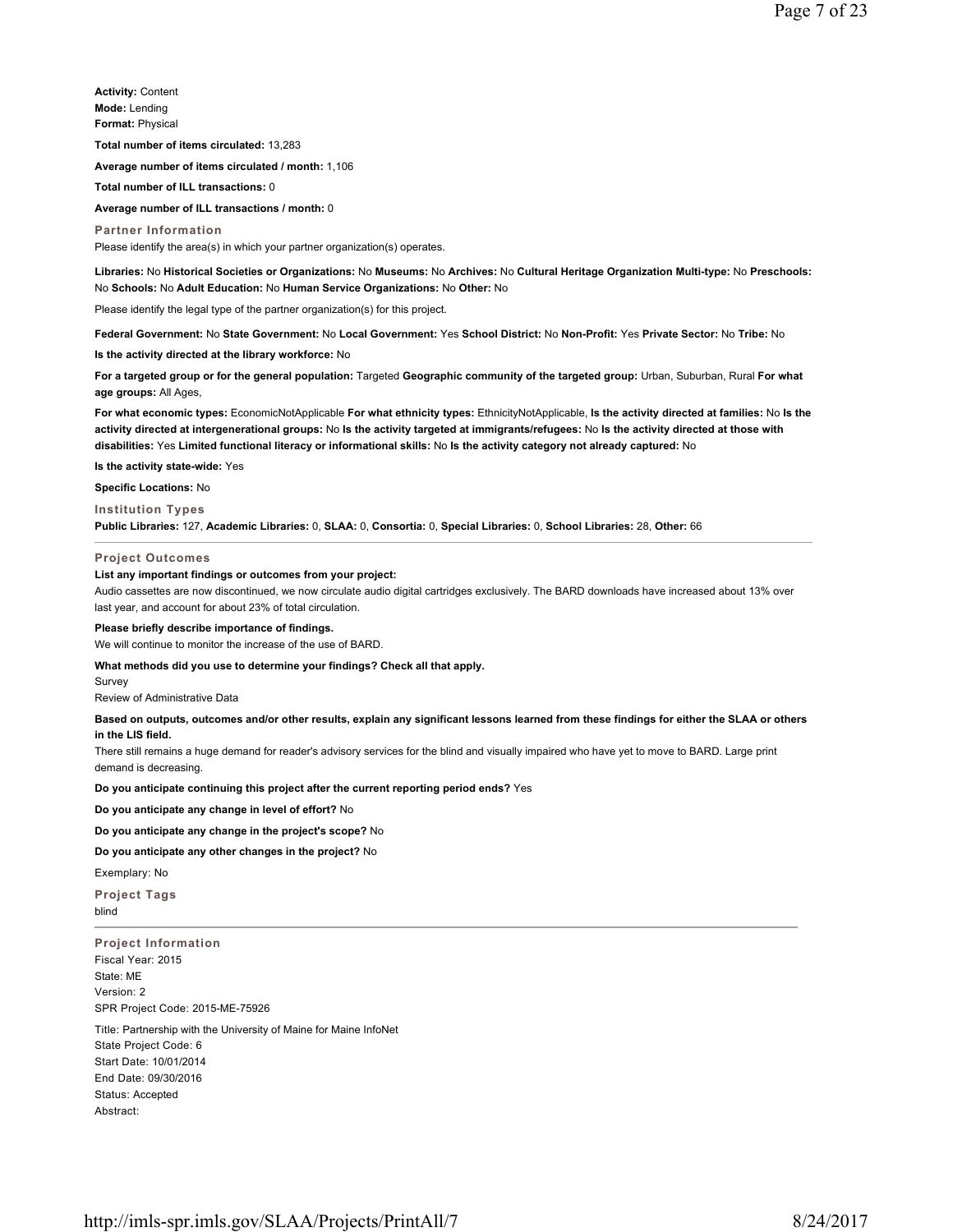**Activity:** Content
**Mode:** Lending
**Format:** Physical

**Total number of items circulated:** 13,283

**Average number of items circulated / month:** 1,106

**Total number of ILL transactions:** 0

**Average number of ILL transactions / month:** 0

### Partner Information

Please identify the area(s) in which your partner organization(s) operates.

**Libraries:** No **Historical Societies or Organizations:** No **Museums:** No **Archives:** No **Cultural Heritage Organization Multi-type:** No **Preschools:** No **Schools:** No **Adult Education:** No **Human Service Organizations:** No **Other:** No

Please identify the legal type of the partner organization(s) for this project.

**Federal Government:** No **State Government:** No **Local Government:** Yes **School District:** No **Non-Profit:** Yes **Private Sector:** No **Tribe:** No

**Is the activity directed at the library workforce:** No

**For a targeted group or for the general population:** Targeted **Geographic community of the targeted group:** Urban, Suburban, Rural **For what age groups:** All Ages,

**For what economic types:** EconomicNotApplicable **For what ethnicity types:** EthnicityNotApplicable, **Is the activity directed at families:** No **Is the activity directed at intergenerational groups:** No **Is the activity targeted at immigrants/refugees:** No **Is the activity directed at those with disabilities:** Yes **Limited functional literacy or informational skills:** No **Is the activity category not already captured:** No

**Is the activity state-wide:** Yes

**Specific Locations:** No

### Institution Types

**Public Libraries:** 127, **Academic Libraries:** 0, **SLAA:** 0, **Consortia:** 0, **Special Libraries:** 0, **School Libraries:** 28, **Other:** 66

---

### Project Outcomes

**List any important findings or outcomes from your project:**

Audio cassettes are now discontinued, we now circulate audio digital cartridges exclusively. The BARD downloads have increased about 13% over last year, and account for about 23% of total circulation.

**Please briefly describe importance of findings.**

We will continue to monitor the increase of the use of BARD.

**What methods did you use to determine your findings? Check all that apply.**

Survey

Review of Administrative Data

**Based on outputs, outcomes and/or other results, explain any significant lessons learned from these findings for either the SLAA or others in the LIS field.**

There still remains a huge demand for reader's advisory services for the blind and visually impaired who have yet to move to BARD. Large print demand is decreasing.

**Do you anticipate continuing this project after the current reporting period ends?** Yes

**Do you anticipate any change in level of effort?** No

**Do you anticipate any change in the project's scope?** No

**Do you anticipate any other changes in the project?** No

Exemplary: No

### Project Tags

blind

---

### Project Information

Fiscal Year: 2015
State: ME
Version: 2
SPR Project Code: 2015-ME-75926

Title: Partnership with the University of Maine for Maine InfoNet
State Project Code: 6
Start Date: 10/01/2014
End Date: 09/30/2016
Status: Accepted
Abstract: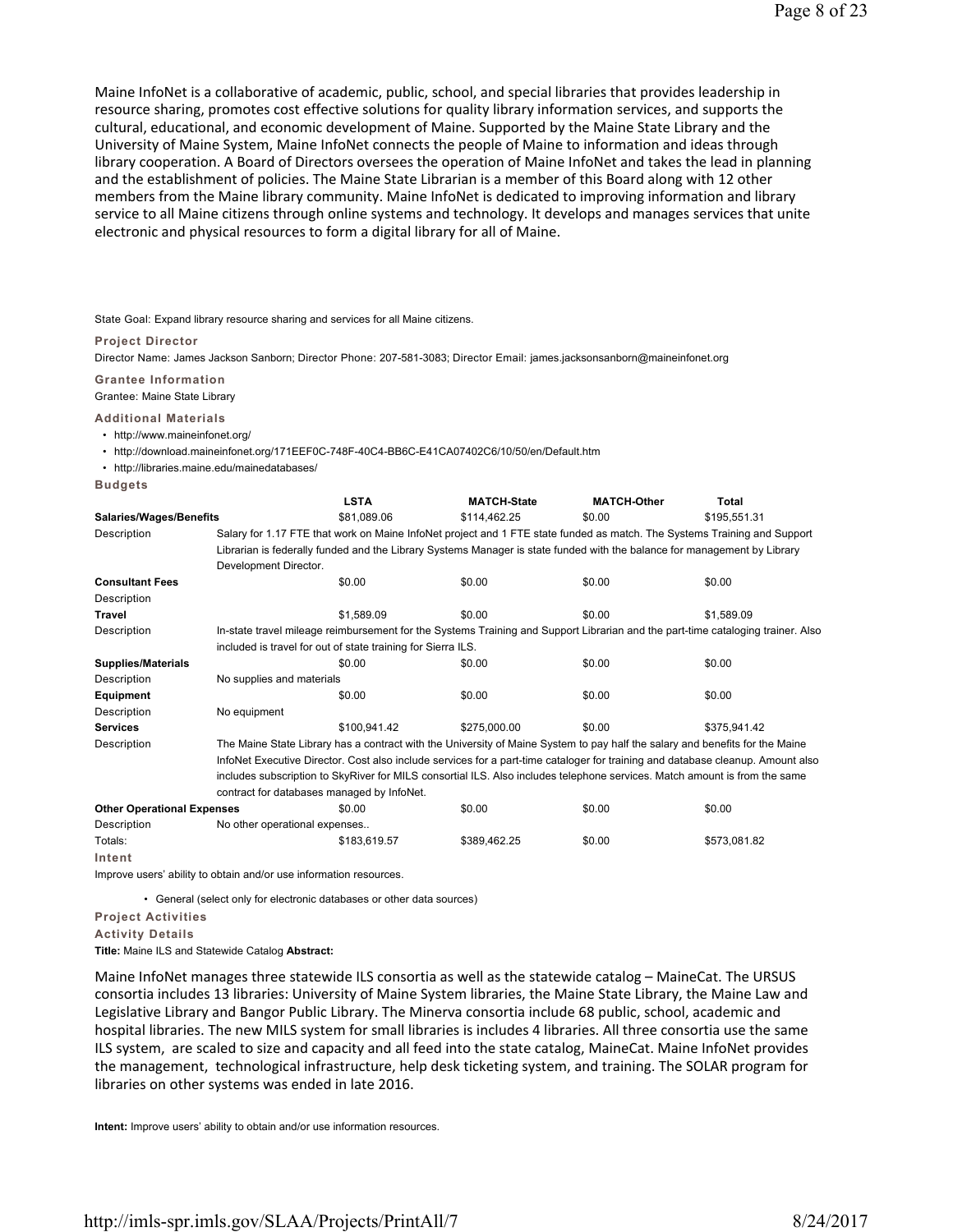Maine InfoNet is a collaborative of academic, public, school, and special libraries that provides leadership in resource sharing, promotes cost effective solutions for quality library information services, and supports the cultural, educational, and economic development of Maine. Supported by the Maine State Library and the University of Maine System, Maine InfoNet connects the people of Maine to information and ideas through library cooperation. A Board of Directors oversees the operation of Maine InfoNet and takes the lead in planning and the establishment of policies. The Maine State Librarian is a member of this Board along with 12 other members from the Maine library community. Maine InfoNet is dedicated to improving information and library service to all Maine citizens through online systems and technology. It develops and manages services that unite electronic and physical resources to form a digital library for all of Maine.

State Goal: Expand library resource sharing and services for all Maine citizens.

**Project Director**

Director Name: James Jackson Sanborn; Director Phone: 207-581-3083; Director Email: james.jacksonsanborn@maineinfonet.org

**Grantee Information**

Grantee: Maine State Library

**Additional Materials**

- http://www.maineinfonet.org/
- http://download.maineinfonet.org/171EEF0C-748F-40C4-BB6C-E41CA07402C6/10/50/en/Default.htm
- http://libraries.maine.edu/mainedatabases/

**Budgets**

| | LSTA | MATCH-State | MATCH-Other | Total |
|---|---|---|---|---|
| **Salaries/Wages/Benefits** | $81,089.06 | $114,462.25 | $0.00 | $195,551.31 |
| Description | Salary for 1.17 FTE that work on Maine InfoNet project and 1 FTE state funded as match. The Systems Training and Support Librarian is federally funded and the Library Systems Manager is state funded with the balance for management by Library Development Director. | | | |
| **Consultant Fees** | $0.00 | $0.00 | $0.00 | $0.00 |
| Description | | | | |
| **Travel** | $1,589.09 | $0.00 | $0.00 | $1,589.09 |
| Description | In-state travel mileage reimbursement for the Systems Training and Support Librarian and the part-time cataloging trainer. Also included is travel for out of state training for Sierra ILS. | | | |
| **Supplies/Materials** | $0.00 | $0.00 | $0.00 | $0.00 |
| Description | No supplies and materials | | | |
| **Equipment** | $0.00 | $0.00 | $0.00 | $0.00 |
| Description | No equipment | | | |
| **Services** | $100,941.42 | $275,000.00 | $0.00 | $375,941.42 |
| Description | The Maine State Library has a contract with the University of Maine System to pay half the salary and benefits for the Maine InfoNet Executive Director. Cost also include services for a part-time cataloger for training and database cleanup. Amount also includes subscription to SkyRiver for MILS consortial ILS. Also includes telephone services. Match amount is from the same contract for databases managed by InfoNet. | | | |
| **Other Operational Expenses** | $0.00 | $0.00 | $0.00 | $0.00 |
| Description | No other operational expenses.. | | | |
| Totals: | $183,619.57 | $389,462.25 | $0.00 | $573,081.82 |

**Intent**

Improve users' ability to obtain and/or use information resources.

- General (select only for electronic databases or other data sources)

**Project Activities**

**Activity Details**

**Title:** Maine ILS and Statewide Catalog **Abstract:**

Maine InfoNet manages three statewide ILS consortia as well as the statewide catalog – MaineCat. The URSUS consortia includes 13 libraries: University of Maine System libraries, the Maine State Library, the Maine Law and Legislative Library and Bangor Public Library. The Minerva consortia include 68 public, school, academic and hospital libraries. The new MILS system for small libraries is includes 4 libraries. All three consortia use the same ILS system, are scaled to size and capacity and all feed into the state catalog, MaineCat. Maine InfoNet provides the management, technological infrastructure, help desk ticketing system, and training. The SOLAR program for libraries on other systems was ended in late 2016.

**Intent:** Improve users' ability to obtain and/or use information resources.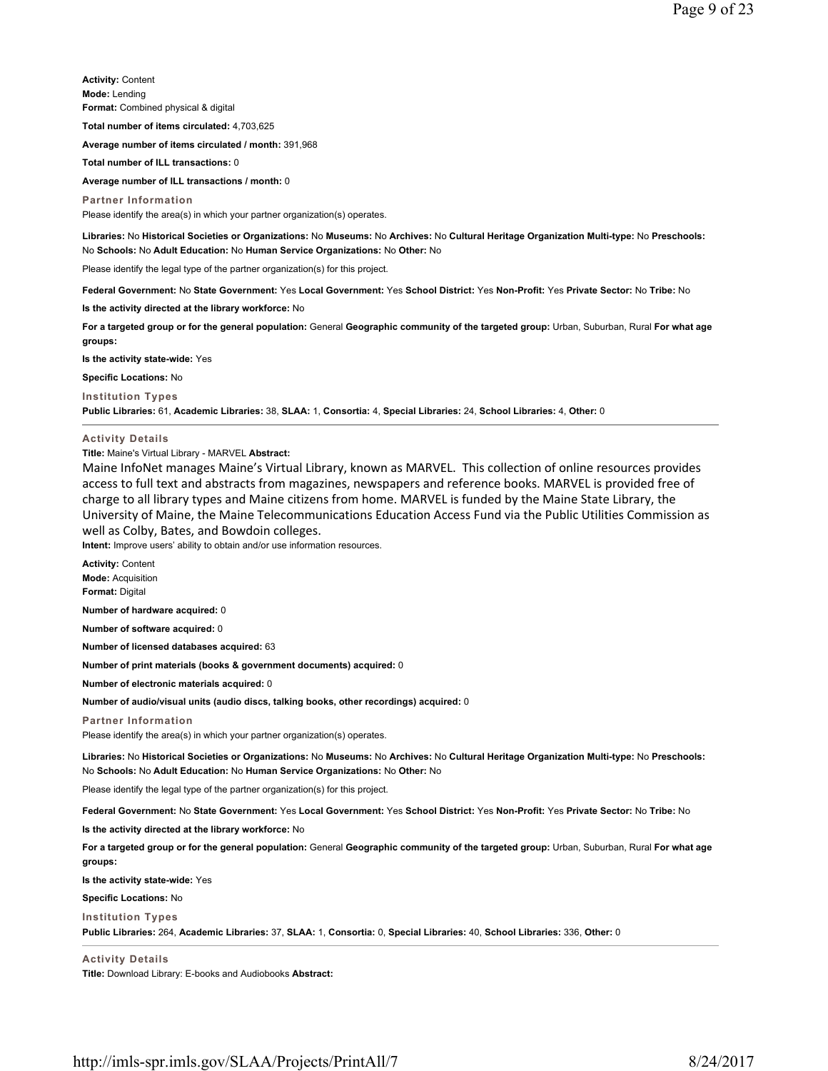**Activity:** Content
**Mode:** Lending
**Format:** Combined physical & digital

**Total number of items circulated:** 4,703,625

**Average number of items circulated / month:** 391,968

**Total number of ILL transactions:** 0

**Average number of ILL transactions / month:** 0

### Partner Information

Please identify the area(s) in which your partner organization(s) operates.

**Libraries:** No **Historical Societies or Organizations:** No **Museums:** No **Archives:** No **Cultural Heritage Organization Multi-type:** No **Preschools:** No **Schools:** No **Adult Education:** No **Human Service Organizations:** No **Other:** No

Please identify the legal type of the partner organization(s) for this project.

**Federal Government:** No **State Government:** Yes **Local Government:** Yes **School District:** Yes **Non-Profit:** Yes **Private Sector:** No **Tribe:** No

**Is the activity directed at the library workforce:** No

**For a targeted group or for the general population:** General **Geographic community of the targeted group:** Urban, Suburban, Rural **For what age groups:**

**Is the activity state-wide:** Yes

**Specific Locations:** No

### Institution Types

**Public Libraries:** 61, **Academic Libraries:** 38, **SLAA:** 1, **Consortia:** 4, **Special Libraries:** 24, **School Libraries:** 4, **Other:** 0

---

### Activity Details

**Title:** Maine's Virtual Library - MARVEL **Abstract:**

Maine InfoNet manages Maine's Virtual Library, known as MARVEL. This collection of online resources provides access to full text and abstracts from magazines, newspapers and reference books. MARVEL is provided free of charge to all library types and Maine citizens from home. MARVEL is funded by the Maine State Library, the University of Maine, the Maine Telecommunications Education Access Fund via the Public Utilities Commission as well as Colby, Bates, and Bowdoin colleges.

**Intent:** Improve users' ability to obtain and/or use information resources.

**Activity:** Content
**Mode:** Acquisition
**Format:** Digital

**Number of hardware acquired:** 0

**Number of software acquired:** 0

**Number of licensed databases acquired:** 63

**Number of print materials (books & government documents) acquired:** 0

**Number of electronic materials acquired:** 0

**Number of audio/visual units (audio discs, talking books, other recordings) acquired:** 0

### Partner Information

Please identify the area(s) in which your partner organization(s) operates.

**Libraries:** No **Historical Societies or Organizations:** No **Museums:** No **Archives:** No **Cultural Heritage Organization Multi-type:** No **Preschools:** No **Schools:** No **Adult Education:** No **Human Service Organizations:** No **Other:** No

Please identify the legal type of the partner organization(s) for this project.

**Federal Government:** No **State Government:** Yes **Local Government:** Yes **School District:** Yes **Non-Profit:** Yes **Private Sector:** No **Tribe:** No

**Is the activity directed at the library workforce:** No

**For a targeted group or for the general population:** General **Geographic community of the targeted group:** Urban, Suburban, Rural **For what age groups:**

**Is the activity state-wide:** Yes

**Specific Locations:** No

### Institution Types

**Public Libraries:** 264, **Academic Libraries:** 37, **SLAA:** 1, **Consortia:** 0, **Special Libraries:** 40, **School Libraries:** 336, **Other:** 0

---

### Activity Details

**Title:** Download Library: E-books and Audiobooks **Abstract:**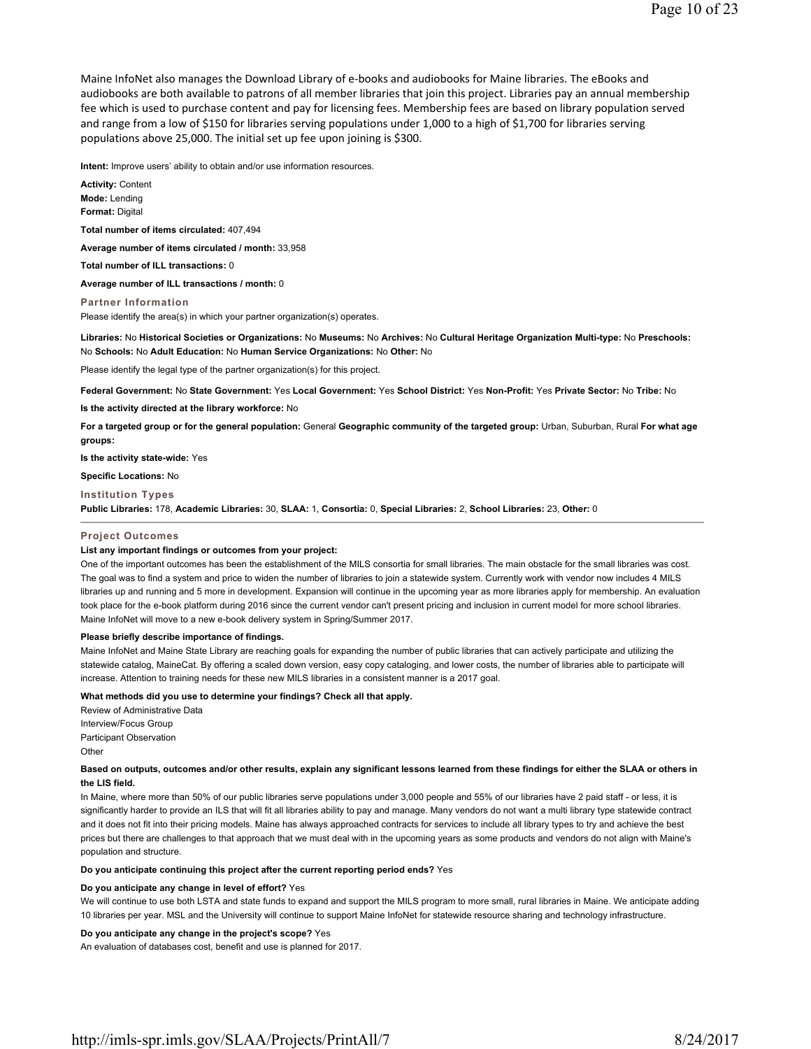Maine InfoNet also manages the Download Library of e-books and audiobooks for Maine libraries. The eBooks and audiobooks are both available to patrons of all member libraries that join this project. Libraries pay an annual membership fee which is used to purchase content and pay for licensing fees. Membership fees are based on library population served and range from a low of $150 for libraries serving populations under 1,000 to a high of $1,700 for libraries serving populations above 25,000. The initial set up fee upon joining is $300.

**Intent:** Improve users' ability to obtain and/or use information resources.

**Activity:** Content
**Mode:** Lending
**Format:** Digital

**Total number of items circulated:** 407,494

**Average number of items circulated / month:** 33,958

**Total number of ILL transactions:** 0

**Average number of ILL transactions / month:** 0

### Partner Information

Please identify the area(s) in which your partner organization(s) operates.

**Libraries:** No **Historical Societies or Organizations:** No **Museums:** No **Archives:** No **Cultural Heritage Organization Multi-type:** No **Preschools:** No **Schools:** No **Adult Education:** No **Human Service Organizations:** No **Other:** No

Please identify the legal type of the partner organization(s) for this project.

**Federal Government:** No **State Government:** Yes **Local Government:** Yes **School District:** Yes **Non-Profit:** Yes **Private Sector:** No **Tribe:** No

**Is the activity directed at the library workforce:** No

**For a targeted group or for the general population:** General **Geographic community of the targeted group:** Urban, Suburban, Rural **For what age groups:**

**Is the activity state-wide:** Yes

**Specific Locations:** No

### Institution Types

**Public Libraries:** 178, **Academic Libraries:** 30, **SLAA:** 1, **Consortia:** 0, **Special Libraries:** 2, **School Libraries:** 23, **Other:** 0

### Project Outcomes

**List any important findings or outcomes from your project:**

One of the important outcomes has been the establishment of the MILS consortia for small libraries. The main obstacle for the small libraries was cost. The goal was to find a system and price to widen the number of libraries to join a statewide system. Currently work with vendor now includes 4 MILS libraries up and running and 5 more in development. Expansion will continue in the upcoming year as more libraries apply for membership. An evaluation took place for the e-book platform during 2016 since the current vendor can't present pricing and inclusion in current model for more school libraries. Maine InfoNet will move to a new e-book delivery system in Spring/Summer 2017.

**Please briefly describe importance of findings.**

Maine InfoNet and Maine State Library are reaching goals for expanding the number of public libraries that can actively participate and utilizing the statewide catalog, MaineCat. By offering a scaled down version, easy copy cataloging, and lower costs, the number of libraries able to participate will increase. Attention to training needs for these new MILS libraries in a consistent manner is a 2017 goal.

**What methods did you use to determine your findings? Check all that apply.**

Review of Administrative Data
Interview/Focus Group
Participant Observation
Other

**Based on outputs, outcomes and/or other results, explain any significant lessons learned from these findings for either the SLAA or others in the LIS field.**

In Maine, where more than 50% of our public libraries serve populations under 3,000 people and 55% of our libraries have 2 paid staff - or less, it is significantly harder to provide an ILS that will fit all libraries ability to pay and manage. Many vendors do not want a multi library type statewide contract and it does not fit into their pricing models. Maine has always approached contracts for services to include all library types to try and achieve the best prices but there are challenges to that approach that we must deal with in the upcoming years as some products and vendors do not align with Maine's population and structure.

**Do you anticipate continuing this project after the current reporting period ends?** Yes

**Do you anticipate any change in level of effort?** Yes

We will continue to use both LSTA and state funds to expand and support the MILS program to more small, rural libraries in Maine. We anticipate adding 10 libraries per year. MSL and the University will continue to support Maine InfoNet for statewide resource sharing and technology infrastructure.

**Do you anticipate any change in the project's scope?** Yes

An evaluation of databases cost, benefit and use is planned for 2017.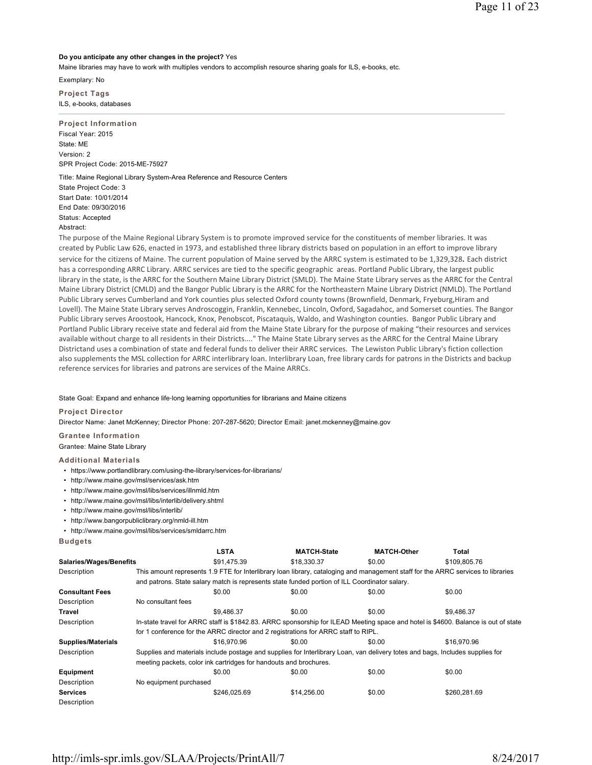**Do you anticipate any other changes in the project?** Yes

Maine libraries may have to work with multiples vendors to accomplish resource sharing goals for ILS, e-books, etc.

Exemplary: No

### Project Tags

ILS, e-books, databases

---

### Project Information

Fiscal Year: 2015

State: ME

Version: 2

SPR Project Code: 2015-ME-75927

Title: Maine Regional Library System-Area Reference and Resource Centers

State Project Code: 3

Start Date: 10/01/2014

End Date: 09/30/2016

Status: Accepted

Abstract:

The purpose of the Maine Regional Library System is to promote improved service for the constituents of member libraries. It was created by Public Law 626, enacted in 1973, and established three library districts based on population in an effort to improve library service for the citizens of Maine. The current population of Maine served by the ARRC system is estimated to be 1,329,328**.** Each district has a corresponding ARRC Library. ARRC services are tied to the specific geographic areas. Portland Public Library, the largest public library in the state, is the ARRC for the Southern Maine Library District (SMLD). The Maine State Library serves as the ARRC for the Central Maine Library District (CMLD) and the Bangor Public Library is the ARRC for the Northeastern Maine Library District (NMLD). The Portland Public Library serves Cumberland and York counties plus selected Oxford county towns (Brownfield, Denmark, Fryeburg,Hiram and Lovell). The Maine State Library serves Androscoggin, Franklin, Kennebec, Lincoln, Oxford, Sagadahoc, and Somerset counties. The Bangor Public Library serves Aroostook, Hancock, Knox, Penobscot, Piscataquis, Waldo, and Washington counties. Bangor Public Library and Portland Public Library receive state and federal aid from the Maine State Library for the purpose of making "their resources and services available without charge to all residents in their Districts...." The Maine State Library serves as the ARRC for the Central Maine Library Districtand uses a combination of state and federal funds to deliver their ARRC services. The Lewiston Public Library's fiction collection also supplements the MSL collection for ARRC interlibrary loan. Interlibrary Loan, free library cards for patrons in the Districts and backup reference services for libraries and patrons are services of the Maine ARRCs.

State Goal: Expand and enhance life-long learning opportunities for librarians and Maine citizens

### Project Director

Director Name: Janet McKenney; Director Phone: 207-287-5620; Director Email: janet.mckenney@maine.gov

### Grantee Information

Grantee: Maine State Library

### Additional Materials

- https://www.portlandlibrary.com/using-the-library/services-for-librarians/
- http://www.maine.gov/msl/services/ask.htm
- http://www.maine.gov/msl/libs/services/illnmld.htm
- http://www.maine.gov/msl/libs/interlib/delivery.shtml
- http://www.maine.gov/msl/libs/interlib/
- http://www.bangorpubliclibrary.org/nmld-ill.htm
- http://www.maine.gov/msl/libs/services/smldarrc.htm

### Budgets

| | LSTA | MATCH-State | MATCH-Other | Total |
|---|---|---|---|---|
| **Salaries/Wages/Benefits** | $91,475.39 | $18,330.37 | $0.00 | $109,805.76 |
| Description | This amount represents 1.9 FTE for Interlibrary loan library, cataloging and management staff for the ARRC services to libraries and patrons. State salary match is represents state funded portion of ILL Coordinator salary. | | | |
| **Consultant Fees** | $0.00 | $0.00 | $0.00 | $0.00 |
| Description | No consultant fees | | | |
| **Travel** | $9,486.37 | $0.00 | $0.00 | $9,486.37 |
| Description | In-state travel for ARRC staff is $1842.83. ARRC sponsorship for ILEAD Meeting space and hotel is $4600. Balance is out of state for 1 conference for the ARRC director and 2 registrations for ARRC staff to RIPL. | | | |
| **Supplies/Materials** | $16,970.96 | $0.00 | $0.00 | $16,970.96 |
| Description | Supplies and materials include postage and supplies for Interlibrary Loan, van delivery totes and bags, Includes supplies for meeting packets, color ink cartridges for handouts and brochures. | | | |
| **Equipment** | $0.00 | $0.00 | $0.00 | $0.00 |
| Description | No equipment purchased | | | |
| **Services** | $246,025.69 | $14,256.00 | $0.00 | $260,281.69 |
| Description | | | | |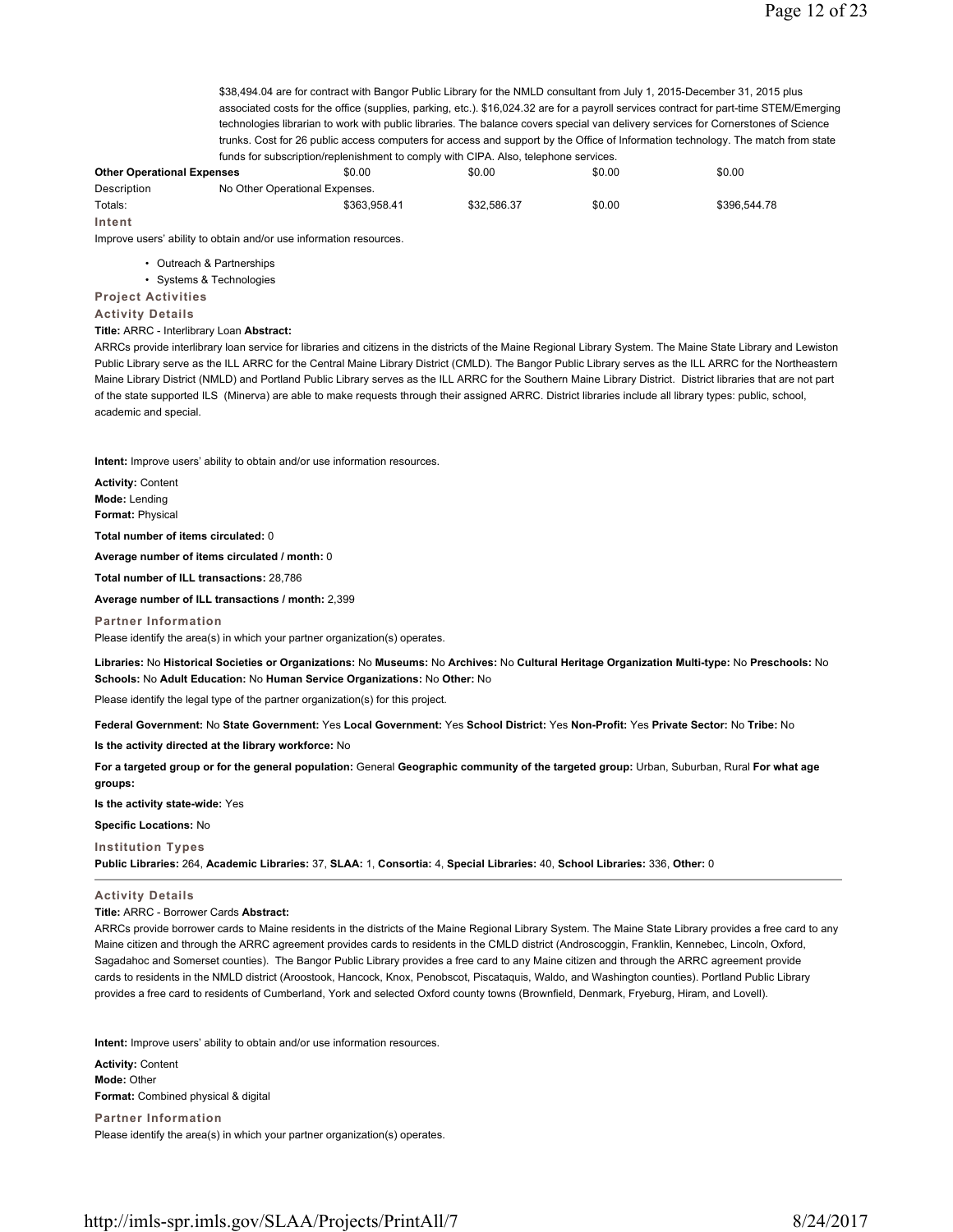$38,494.04 are for contract with Bangor Public Library for the NMLD consultant from July 1, 2015-December 31, 2015 plus associated costs for the office (supplies, parking, etc.). $16,024.32 are for a payroll services contract for part-time STEM/Emerging technologies librarian to work with public libraries. The balance covers special van delivery services for Cornerstones of Science trunks. Cost for 26 public access computers for access and support by the Office of Information technology. The match from state funds for subscription/replenishment to comply with CIPA. Also, telephone services.

| **Other Operational Expenses** | $0.00 | $0.00 | $0.00 | $0.00 |
|---|---|---|---|---|
| Description | No Other Operational Expenses. | | | |
| Totals: | $363,958.41 | $32,586.37 | $0.00 | $396,544.78 |

**Intent**

Improve users' ability to obtain and/or use information resources.

- Outreach & Partnerships
- Systems & Technologies

**Project Activities**

**Activity Details**

**Title:** ARRC - Interlibrary Loan **Abstract:**

ARRCs provide interlibrary loan service for libraries and citizens in the districts of the Maine Regional Library System. The Maine State Library and Lewiston Public Library serve as the ILL ARRC for the Central Maine Library District (CMLD). The Bangor Public Library serves as the ILL ARRC for the Northeastern Maine Library District (NMLD) and Portland Public Library serves as the ILL ARRC for the Southern Maine Library District. District libraries that are not part of the state supported ILS (Minerva) are able to make requests through their assigned ARRC. District libraries include all library types: public, school, academic and special.

**Intent:** Improve users' ability to obtain and/or use information resources.

**Activity:** Content
**Mode:** Lending
**Format:** Physical

**Total number of items circulated:** 0

**Average number of items circulated / month:** 0

**Total number of ILL transactions:** 28,786

**Average number of ILL transactions / month:** 2,399

**Partner Information**

Please identify the area(s) in which your partner organization(s) operates.

**Libraries:** No **Historical Societies or Organizations:** No **Museums:** No **Archives:** No **Cultural Heritage Organization Multi-type:** No **Preschools:** No **Schools:** No **Adult Education:** No **Human Service Organizations:** No **Other:** No

Please identify the legal type of the partner organization(s) for this project.

**Federal Government:** No **State Government:** Yes **Local Government:** Yes **School District:** Yes **Non-Profit:** Yes **Private Sector:** No **Tribe:** No

**Is the activity directed at the library workforce:** No

**For a targeted group or for the general population:** General **Geographic community of the targeted group:** Urban, Suburban, Rural **For what age groups:**

**Is the activity state-wide:** Yes

**Specific Locations:** No

**Institution Types**

**Public Libraries:** 264, **Academic Libraries:** 37, **SLAA:** 1, **Consortia:** 4, **Special Libraries:** 40, **School Libraries:** 336, **Other:** 0

---

**Activity Details**

**Title:** ARRC - Borrower Cards **Abstract:**

ARRCs provide borrower cards to Maine residents in the districts of the Maine Regional Library System. The Maine State Library provides a free card to any Maine citizen and through the ARRC agreement provides cards to residents in the CMLD district (Androscoggin, Franklin, Kennebec, Lincoln, Oxford, Sagadahoc and Somerset counties). The Bangor Public Library provides a free card to any Maine citizen and through the ARRC agreement provide cards to residents in the NMLD district (Aroostook, Hancock, Knox, Penobscot, Piscataquis, Waldo, and Washington counties). Portland Public Library provides a free card to residents of Cumberland, York and selected Oxford county towns (Brownfield, Denmark, Fryeburg, Hiram, and Lovell).

**Intent:** Improve users' ability to obtain and/or use information resources.

**Activity:** Content
**Mode:** Other
**Format:** Combined physical & digital

**Partner Information**

Please identify the area(s) in which your partner organization(s) operates.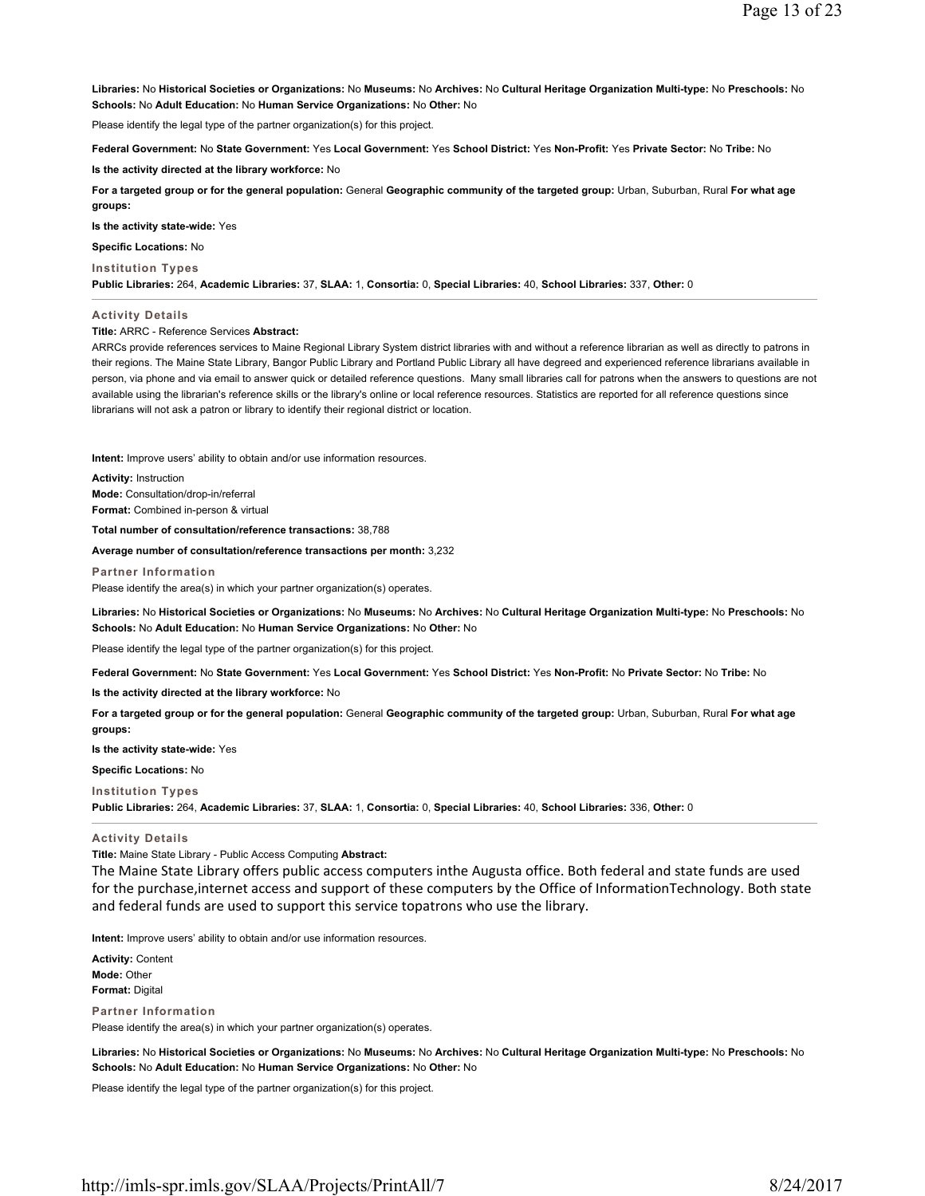**Libraries:** No **Historical Societies or Organizations:** No **Museums:** No **Archives:** No **Cultural Heritage Organization Multi-type:** No **Preschools:** No **Schools:** No **Adult Education:** No **Human Service Organizations:** No **Other:** No

Please identify the legal type of the partner organization(s) for this project.

**Federal Government:** No **State Government:** Yes **Local Government:** Yes **School District:** Yes **Non-Profit:** Yes **Private Sector:** No **Tribe:** No

**Is the activity directed at the library workforce:** No

**For a targeted group or for the general population:** General **Geographic community of the targeted group:** Urban, Suburban, Rural **For what age groups:**

**Is the activity state-wide:** Yes

**Specific Locations:** No

### Institution Types

**Public Libraries:** 264, **Academic Libraries:** 37, **SLAA:** 1, **Consortia:** 0, **Special Libraries:** 40, **School Libraries:** 337, **Other:** 0

---

### Activity Details

**Title:** ARRC - Reference Services **Abstract:**

ARRCs provide references services to Maine Regional Library System district libraries with and without a reference librarian as well as directly to patrons in their regions. The Maine State Library, Bangor Public Library and Portland Public Library all have degreed and experienced reference librarians available in person, via phone and via email to answer quick or detailed reference questions. Many small libraries call for patrons when the answers to questions are not available using the librarian's reference skills or the library's online or local reference resources. Statistics are reported for all reference questions since librarians will not ask a patron or library to identify their regional district or location.

**Intent:** Improve users' ability to obtain and/or use information resources.

**Activity:** Instruction
**Mode:** Consultation/drop-in/referral
**Format:** Combined in-person & virtual

**Total number of consultation/reference transactions:** 38,788

**Average number of consultation/reference transactions per month:** 3,232

### Partner Information

Please identify the area(s) in which your partner organization(s) operates.

**Libraries:** No **Historical Societies or Organizations:** No **Museums:** No **Archives:** No **Cultural Heritage Organization Multi-type:** No **Preschools:** No **Schools:** No **Adult Education:** No **Human Service Organizations:** No **Other:** No

Please identify the legal type of the partner organization(s) for this project.

**Federal Government:** No **State Government:** Yes **Local Government:** Yes **School District:** Yes **Non-Profit:** No **Private Sector:** No **Tribe:** No

**Is the activity directed at the library workforce:** No

**For a targeted group or for the general population:** General **Geographic community of the targeted group:** Urban, Suburban, Rural **For what age groups:**

**Is the activity state-wide:** Yes

**Specific Locations:** No

### Institution Types

**Public Libraries:** 264, **Academic Libraries:** 37, **SLAA:** 1, **Consortia:** 0, **Special Libraries:** 40, **School Libraries:** 336, **Other:** 0

---

### Activity Details

**Title:** Maine State Library - Public Access Computing **Abstract:**

The Maine State Library offers public access computers inthe Augusta office. Both federal and state funds are used for the purchase,internet access and support of these computers by the Office of InformationTechnology. Both state and federal funds are used to support this service topatrons who use the library.

**Intent:** Improve users' ability to obtain and/or use information resources.

**Activity:** Content
**Mode:** Other
**Format:** Digital

### Partner Information

Please identify the area(s) in which your partner organization(s) operates.

**Libraries:** No **Historical Societies or Organizations:** No **Museums:** No **Archives:** No **Cultural Heritage Organization Multi-type:** No **Preschools:** No **Schools:** No **Adult Education:** No **Human Service Organizations:** No **Other:** No

Please identify the legal type of the partner organization(s) for this project.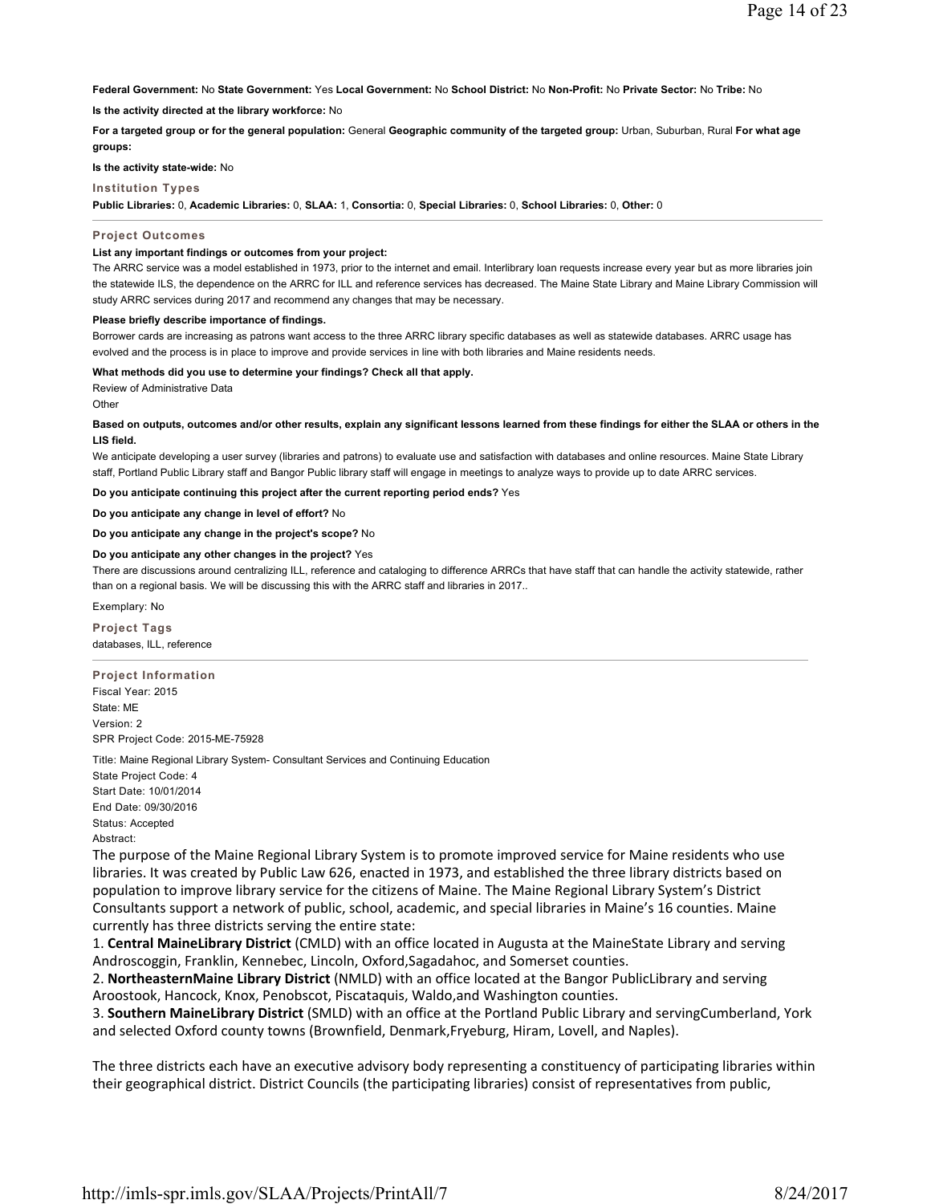**Federal Government:** No **State Government:** Yes **Local Government:** No **School District:** No **Non-Profit:** No **Private Sector:** No **Tribe:** No

**Is the activity directed at the library workforce:** No

**For a targeted group or for the general population:** General **Geographic community of the targeted group:** Urban, Suburban, Rural **For what age groups:**

**Is the activity state-wide:** No

### Institution Types

**Public Libraries:** 0, **Academic Libraries:** 0, **SLAA:** 1, **Consortia:** 0, **Special Libraries:** 0, **School Libraries:** 0, **Other:** 0

---

### Project Outcomes

**List any important findings or outcomes from your project:**

The ARRC service was a model established in 1973, prior to the internet and email. Interlibrary loan requests increase every year but as more libraries join the statewide ILS, the dependence on the ARRC for ILL and reference services has decreased. The Maine State Library and Maine Library Commission will study ARRC services during 2017 and recommend any changes that may be necessary.

**Please briefly describe importance of findings.**

Borrower cards are increasing as patrons want access to the three ARRC library specific databases as well as statewide databases. ARRC usage has evolved and the process is in place to improve and provide services in line with both libraries and Maine residents needs.

**What methods did you use to determine your findings? Check all that apply.**

Review of Administrative Data

Other

**Based on outputs, outcomes and/or other results, explain any significant lessons learned from these findings for either the SLAA or others in the LIS field.**

We anticipate developing a user survey (libraries and patrons) to evaluate use and satisfaction with databases and online resources. Maine State Library staff, Portland Public Library staff and Bangor Public library staff will engage in meetings to analyze ways to provide up to date ARRC services.

**Do you anticipate continuing this project after the current reporting period ends?** Yes

**Do you anticipate any change in level of effort?** No

**Do you anticipate any change in the project's scope?** No

**Do you anticipate any other changes in the project?** Yes

There are discussions around centralizing ILL, reference and cataloging to difference ARRCs that have staff that can handle the activity statewide, rather than on a regional basis. We will be discussing this with the ARRC staff and libraries in 2017..

Exemplary: No

### Project Tags

databases, ILL, reference

---

### Project Information

Fiscal Year: 2015

State: ME

Version: 2

SPR Project Code: 2015-ME-75928

Title: Maine Regional Library System- Consultant Services and Continuing Education

State Project Code: 4

Start Date: 10/01/2014

End Date: 09/30/2016

Status: Accepted

Abstract:

The purpose of the Maine Regional Library System is to promote improved service for Maine residents who use libraries. It was created by Public Law 626, enacted in 1973, and established the three library districts based on population to improve library service for the citizens of Maine. The Maine Regional Library System's District Consultants support a network of public, school, academic, and special libraries in Maine's 16 counties. Maine currently has three districts serving the entire state:

1. **Central MaineLibrary District** (CMLD) with an office located in Augusta at the MaineState Library and serving Androscoggin, Franklin, Kennebec, Lincoln, Oxford,Sagadahoc, and Somerset counties.
2. **NortheasternMaine Library District** (NMLD) with an office located at the Bangor PublicLibrary and serving Aroostook, Hancock, Knox, Penobscot, Piscataquis, Waldo,and Washington counties.
3. **Southern MaineLibrary District** (SMLD) with an office at the Portland Public Library and servingCumberland, York and selected Oxford county towns (Brownfield, Denmark,Fryeburg, Hiram, Lovell, and Naples).

The three districts each have an executive advisory body representing a constituency of participating libraries within their geographical district. District Councils (the participating libraries) consist of representatives from public,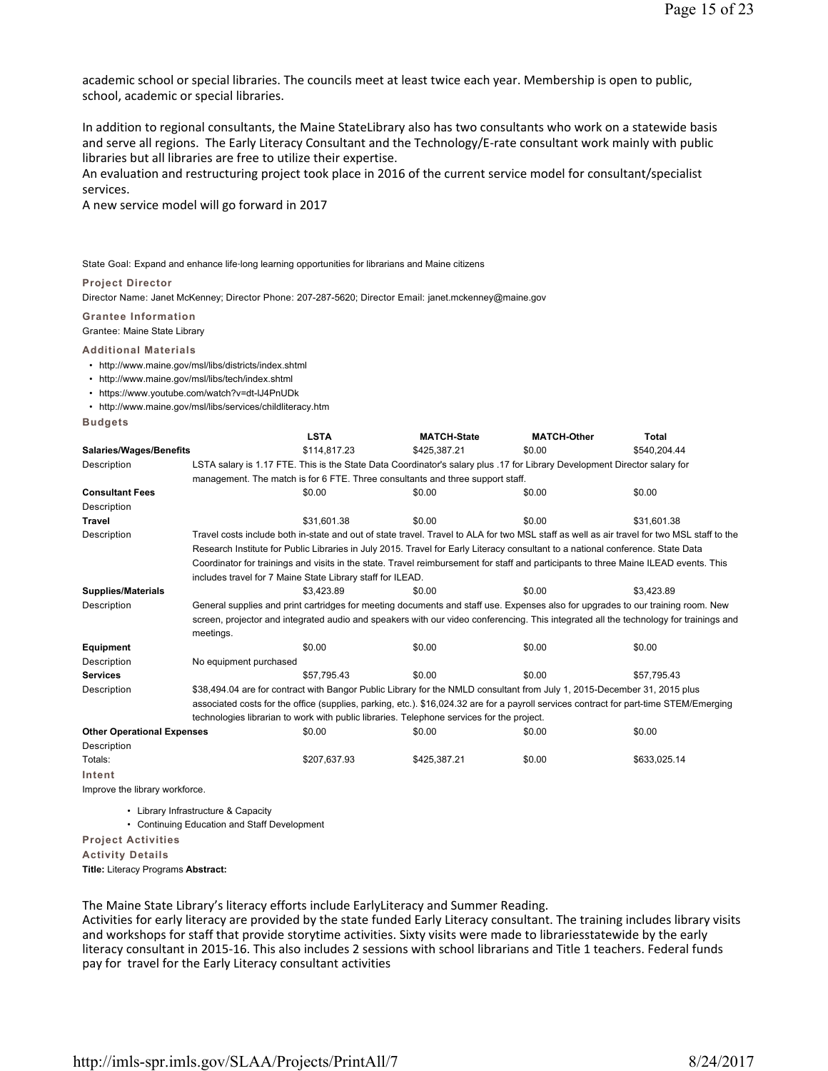academic school or special libraries. The councils meet at least twice each year. Membership is open to public, school, academic or special libraries.

In addition to regional consultants, the Maine StateLibrary also has two consultants who work on a statewide basis and serve all regions. The Early Literacy Consultant and the Technology/E-rate consultant work mainly with public libraries but all libraries are free to utilize their expertise.
An evaluation and restructuring project took place in 2016 of the current service model for consultant/specialist services.
A new service model will go forward in 2017

State Goal: Expand and enhance life-long learning opportunities for librarians and Maine citizens

**Project Director**

Director Name: Janet McKenney; Director Phone: 207-287-5620; Director Email: janet.mckenney@maine.gov

**Grantee Information**

Grantee: Maine State Library

**Additional Materials**

- http://www.maine.gov/msl/libs/districts/index.shtml
- http://www.maine.gov/msl/libs/tech/index.shtml
- https://www.youtube.com/watch?v=dt-lJ4PnUDk
- http://www.maine.gov/msl/libs/services/childliteracy.htm

**Budgets**

| | LSTA | MATCH-State | MATCH-Other | Total |
|---|---|---|---|---|
| **Salaries/Wages/Benefits** | $114,817.23 | $425,387.21 | $0.00 | $540,204.44 |
| Description | LSTA salary is 1.17 FTE. This is the State Data Coordinator's salary plus .17 for Library Development Director salary for management. The match is for 6 FTE. Three consultants and three support staff. | | | |
| **Consultant Fees** | $0.00 | $0.00 | $0.00 | $0.00 |
| Description | | | | |
| **Travel** | $31,601.38 | $0.00 | $0.00 | $31,601.38 |
| Description | Travel costs include both in-state and out of state travel. Travel to ALA for two MSL staff as well as air travel for two MSL staff to the Research Institute for Public Libraries in July 2015. Travel for Early Literacy consultant to a national conference. State Data Coordinator for trainings and visits in the state. Travel reimbursement for staff and participants to three Maine ILEAD events. This includes travel for 7 Maine State Library staff for ILEAD. | | | |
| **Supplies/Materials** | $3,423.89 | $0.00 | $0.00 | $3,423.89 |
| Description | General supplies and print cartridges for meeting documents and staff use. Expenses also for upgrades to our training room. New screen, projector and integrated audio and speakers with our video conferencing. This integrated all the technology for trainings and meetings. | | | |
| **Equipment** | $0.00 | $0.00 | $0.00 | $0.00 |
| Description | No equipment purchased | | | |
| **Services** | $57,795.43 | $0.00 | $0.00 | $57,795.43 |
| Description | $38,494.04 are for contract with Bangor Public Library for the NMLD consultant from July 1, 2015-December 31, 2015 plus associated costs for the office (supplies, parking, etc.). $16,024.32 are for a payroll services contract for part-time STEM/Emerging technologies librarian to work with public libraries. Telephone services for the project. | | | |
| **Other Operational Expenses** | $0.00 | $0.00 | $0.00 | $0.00 |
| Description | | | | |
| Totals: | $207,637.93 | $425,387.21 | $0.00 | $633,025.14 |

**Intent**

Improve the library workforce.

- Library Infrastructure & Capacity
- Continuing Education and Staff Development

**Project Activities**

**Activity Details**

**Title:** Literacy Programs **Abstract:**

The Maine State Library's literacy efforts include EarlyLiteracy and Summer Reading.
Activities for early literacy are provided by the state funded Early Literacy consultant. The training includes library visits and workshops for staff that provide storytime activities. Sixty visits were made to librariesstatewide by the early literacy consultant in 2015-16. This also includes 2 sessions with school librarians and Title 1 teachers. Federal funds pay for travel for the Early Literacy consultant activities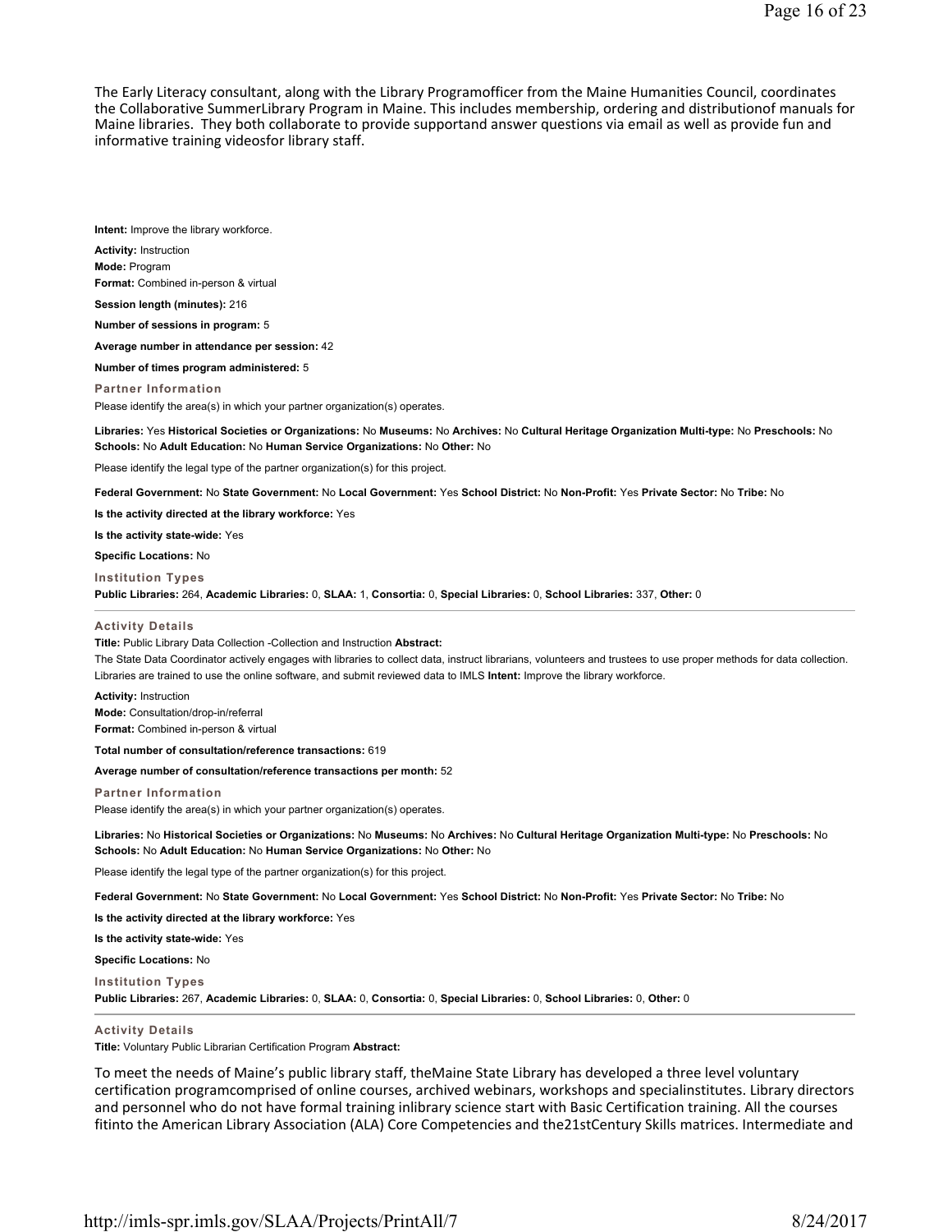The Early Literacy consultant, along with the Library Programofficer from the Maine Humanities Council, coordinates the Collaborative SummerLibrary Program in Maine. This includes membership, ordering and distributionof manuals for Maine libraries. They both collaborate to provide supportand answer questions via email as well as provide fun and informative training videosfor library staff.

**Intent:** Improve the library workforce.

**Activity:** Instruction

**Mode:** Program

**Format:** Combined in-person & virtual

**Session length (minutes):** 216

**Number of sessions in program:** 5

**Average number in attendance per session:** 42

**Number of times program administered:** 5

**Partner Information**

Please identify the area(s) in which your partner organization(s) operates.

**Libraries:** Yes **Historical Societies or Organizations:** No **Museums:** No **Archives:** No **Cultural Heritage Organization Multi-type:** No **Preschools:** No **Schools:** No **Adult Education:** No **Human Service Organizations:** No **Other:** No

Please identify the legal type of the partner organization(s) for this project.

**Federal Government:** No **State Government:** No **Local Government:** Yes **School District:** No **Non-Profit:** Yes **Private Sector:** No **Tribe:** No

**Is the activity directed at the library workforce:** Yes

**Is the activity state-wide:** Yes

**Specific Locations:** No

**Institution Types**

**Public Libraries:** 264, **Academic Libraries:** 0, **SLAA:** 1, **Consortia:** 0, **Special Libraries:** 0, **School Libraries:** 337, **Other:** 0

---

**Activity Details**

**Title:** Public Library Data Collection -Collection and Instruction **Abstract:**

The State Data Coordinator actively engages with libraries to collect data, instruct librarians, volunteers and trustees to use proper methods for data collection. Libraries are trained to use the online software, and submit reviewed data to IMLS **Intent:** Improve the library workforce.

**Activity:** Instruction

**Mode:** Consultation/drop-in/referral

**Format:** Combined in-person & virtual

**Total number of consultation/reference transactions:** 619

**Average number of consultation/reference transactions per month:** 52

**Partner Information**

Please identify the area(s) in which your partner organization(s) operates.

**Libraries:** No **Historical Societies or Organizations:** No **Museums:** No **Archives:** No **Cultural Heritage Organization Multi-type:** No **Preschools:** No **Schools:** No **Adult Education:** No **Human Service Organizations:** No **Other:** No

Please identify the legal type of the partner organization(s) for this project.

**Federal Government:** No **State Government:** No **Local Government:** Yes **School District:** No **Non-Profit:** Yes **Private Sector:** No **Tribe:** No

**Is the activity directed at the library workforce:** Yes

**Is the activity state-wide:** Yes

**Specific Locations:** No

**Institution Types**

**Public Libraries:** 267, **Academic Libraries:** 0, **SLAA:** 0, **Consortia:** 0, **Special Libraries:** 0, **School Libraries:** 0, **Other:** 0

---

**Activity Details**

**Title:** Voluntary Public Librarian Certification Program **Abstract:**

To meet the needs of Maine's public library staff, theMaine State Library has developed a three level voluntary certification programcomprised of online courses, archived webinars, workshops and specialinstitutes. Library directors and personnel who do not have formal training inlibrary science start with Basic Certification training. All the courses fitinto the American Library Association (ALA) Core Competencies and the21stCentury Skills matrices. Intermediate and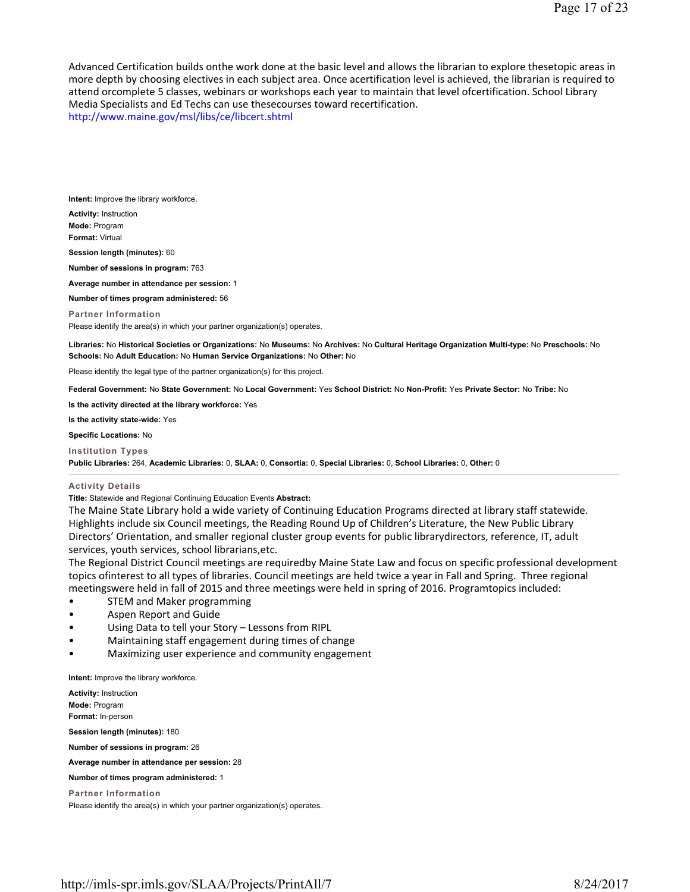Advanced Certification builds onthe work done at the basic level and allows the librarian to explore thesetopic areas in more depth by choosing electives in each subject area. Once acertification level is achieved, the librarian is required to attend orcomplete 5 classes, webinars or workshops each year to maintain that level ofcertification. School Library Media Specialists and Ed Techs can use thesecourses toward recertification.
http://www.maine.gov/msl/libs/ce/libcert.shtml

**Intent:** Improve the library workforce.

**Activity:** Instruction
**Mode:** Program
**Format:** Virtual

**Session length (minutes):** 60

**Number of sessions in program:** 763

**Average number in attendance per session:** 1

**Number of times program administered:** 56

**Partner Information**
Please identify the area(s) in which your partner organization(s) operates.

**Libraries:** No **Historical Societies or Organizations:** No **Museums:** No **Archives:** No **Cultural Heritage Organization Multi-type:** No **Preschools:** No **Schools:** No **Adult Education:** No **Human Service Organizations:** No **Other:** No

Please identify the legal type of the partner organization(s) for this project.

**Federal Government:** No **State Government:** No **Local Government:** Yes **School District:** No **Non-Profit:** Yes **Private Sector:** No **Tribe:** No

**Is the activity directed at the library workforce:** Yes

**Is the activity state-wide:** Yes

**Specific Locations:** No

**Institution Types**
**Public Libraries:** 264, **Academic Libraries:** 0, **SLAA:** 0, **Consortia:** 0, **Special Libraries:** 0, **School Libraries:** 0, **Other:** 0

---

**Activity Details**
**Title:** Statewide and Regional Continuing Education Events **Abstract:**
The Maine State Library hold a wide variety of Continuing Education Programs directed at library staff statewide. Highlights include six Council meetings, the Reading Round Up of Children's Literature, the New Public Library Directors' Orientation, and smaller regional cluster group events for public librarydirectors, reference, IT, adult services, youth services, school librarians,etc.
The Regional District Council meetings are requiredby Maine State Law and focus on specific professional development topics ofinterest to all types of libraries. Council meetings are held twice a year in Fall and Spring. Three regional meetingswere held in fall of 2015 and three meetings were held in spring of 2016. Programtopics included:

- STEM and Maker programming
- Aspen Report and Guide
- Using Data to tell your Story – Lessons from RIPL
- Maintaining staff engagement during times of change
- Maximizing user experience and community engagement

**Intent:** Improve the library workforce.

**Activity:** Instruction
**Mode:** Program
**Format:** In-person

**Session length (minutes):** 180

**Number of sessions in program:** 26

**Average number in attendance per session:** 28

**Number of times program administered:** 1

**Partner Information**
Please identify the area(s) in which your partner organization(s) operates.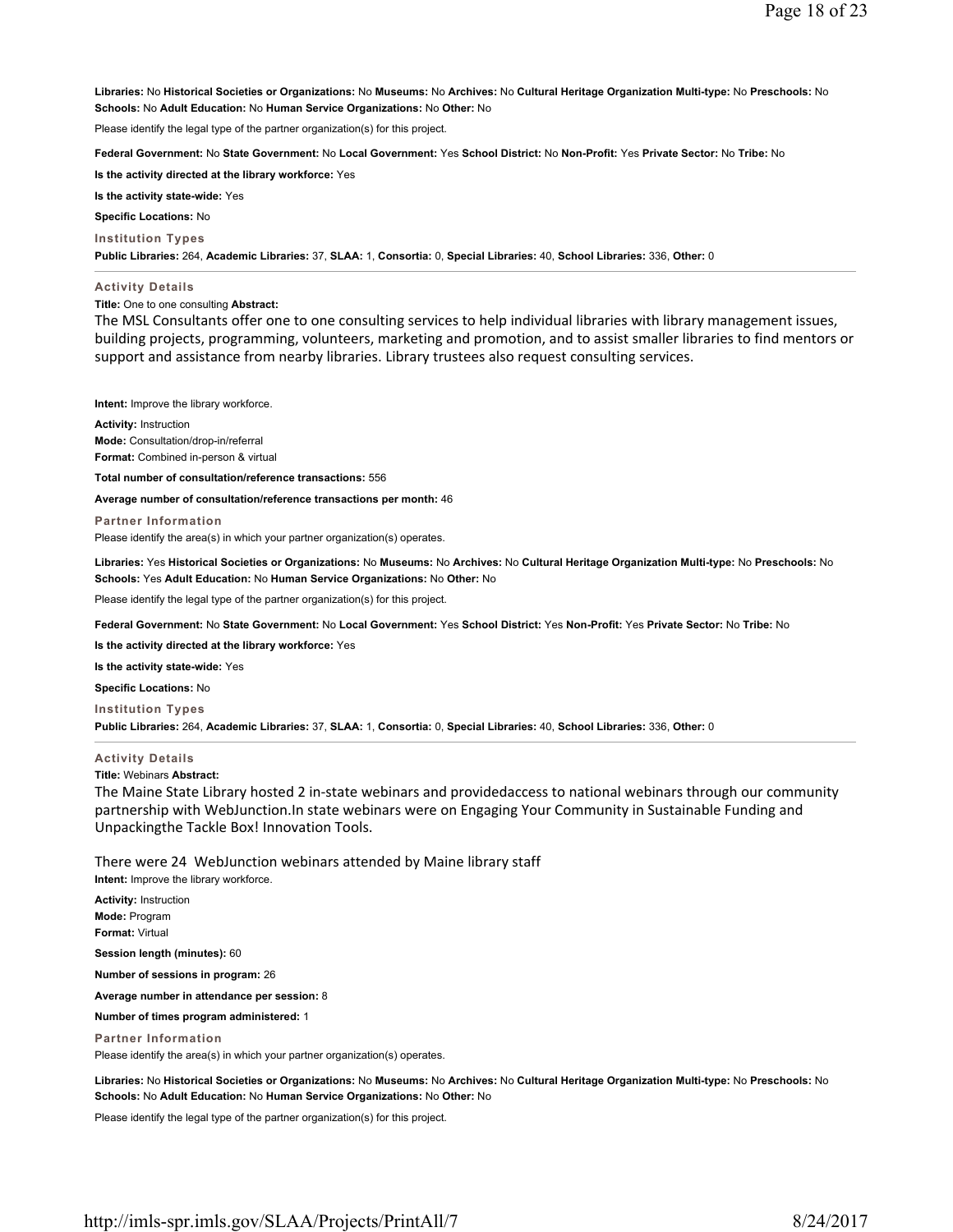**Libraries:** No **Historical Societies or Organizations:** No **Museums:** No **Archives:** No **Cultural Heritage Organization Multi-type:** No **Preschools:** No **Schools:** No **Adult Education:** No **Human Service Organizations:** No **Other:** No

Please identify the legal type of the partner organization(s) for this project.

**Federal Government:** No **State Government:** No **Local Government:** Yes **School District:** No **Non-Profit:** Yes **Private Sector:** No **Tribe:** No

**Is the activity directed at the library workforce:** Yes

**Is the activity state-wide:** Yes

**Specific Locations:** No

**Institution Types**

**Public Libraries:** 264, **Academic Libraries:** 37, **SLAA:** 1, **Consortia:** 0, **Special Libraries:** 40, **School Libraries:** 336, **Other:** 0

---

**Activity Details**

**Title:** One to one consulting **Abstract:**

The MSL Consultants offer one to one consulting services to help individual libraries with library management issues, building projects, programming, volunteers, marketing and promotion, and to assist smaller libraries to find mentors or support and assistance from nearby libraries. Library trustees also request consulting services.

**Intent:** Improve the library workforce.

**Activity:** Instruction

**Mode:** Consultation/drop-in/referral

**Format:** Combined in-person & virtual

**Total number of consultation/reference transactions:** 556

**Average number of consultation/reference transactions per month:** 46

**Partner Information**

Please identify the area(s) in which your partner organization(s) operates.

**Libraries:** Yes **Historical Societies or Organizations:** No **Museums:** No **Archives:** No **Cultural Heritage Organization Multi-type:** No **Preschools:** No **Schools:** Yes **Adult Education:** No **Human Service Organizations:** No **Other:** No

Please identify the legal type of the partner organization(s) for this project.

**Federal Government:** No **State Government:** No **Local Government:** Yes **School District:** Yes **Non-Profit:** Yes **Private Sector:** No **Tribe:** No

**Is the activity directed at the library workforce:** Yes

**Is the activity state-wide:** Yes

**Specific Locations:** No

**Institution Types**

**Public Libraries:** 264, **Academic Libraries:** 37, **SLAA:** 1, **Consortia:** 0, **Special Libraries:** 40, **School Libraries:** 336, **Other:** 0

---

**Activity Details**

**Title:** Webinars **Abstract:**

The Maine State Library hosted 2 in-state webinars and providedaccess to national webinars through our community partnership with WebJunction.In state webinars were on Engaging Your Community in Sustainable Funding and Unpackingthe Tackle Box! Innovation Tools.

There were 24 WebJunction webinars attended by Maine library staff

**Intent:** Improve the library workforce.

**Activity:** Instruction

**Mode:** Program

**Format:** Virtual

**Session length (minutes):** 60

**Number of sessions in program:** 26

**Average number in attendance per session:** 8

**Number of times program administered:** 1

**Partner Information**

Please identify the area(s) in which your partner organization(s) operates.

**Libraries:** No **Historical Societies or Organizations:** No **Museums:** No **Archives:** No **Cultural Heritage Organization Multi-type:** No **Preschools:** No **Schools:** No **Adult Education:** No **Human Service Organizations:** No **Other:** No

Please identify the legal type of the partner organization(s) for this project.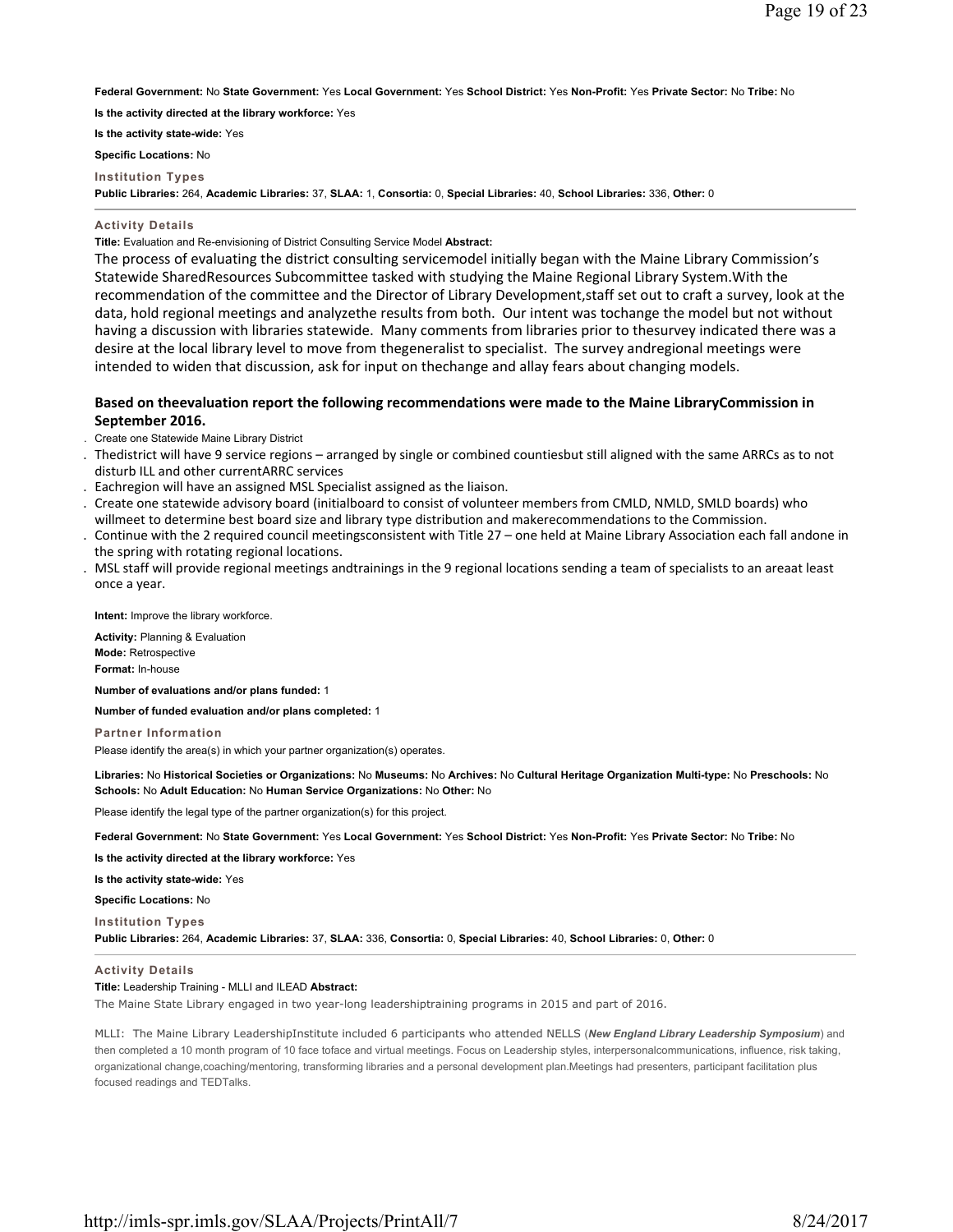**Federal Government:** No **State Government:** Yes **Local Government:** Yes **School District:** Yes **Non-Profit:** Yes **Private Sector:** No **Tribe:** No

**Is the activity directed at the library workforce:** Yes

**Is the activity state-wide:** Yes

**Specific Locations:** No

**Institution Types**

**Public Libraries:** 264, **Academic Libraries:** 37, **SLAA:** 1, **Consortia:** 0, **Special Libraries:** 40, **School Libraries:** 336, **Other:** 0

---

**Activity Details**

**Title:** Evaluation and Re-envisioning of District Consulting Service Model **Abstract:**

The process of evaluating the district consulting servicemodel initially began with the Maine Library Commission's Statewide SharedResources Subcommittee tasked with studying the Maine Regional Library System.With the recommendation of the committee and the Director of Library Development,staff set out to craft a survey, look at the data, hold regional meetings and analyzethe results from both. Our intent was tochange the model but not without having a discussion with libraries statewide. Many comments from libraries prior to thesurvey indicated there was a desire at the local library level to move from thegeneralist to specialist. The survey andregional meetings were intended to widen that discussion, ask for input on thechange and allay fears about changing models.

**Based on theevaluation report the following recommendations were made to the Maine LibraryCommission in September 2016.**

- Create one Statewide Maine Library District
- Thedistrict will have 9 service regions – arranged by single or combined countiesbut still aligned with the same ARRCs as to not disturb ILL and other currentARRC services
- Eachregion will have an assigned MSL Specialist assigned as the liaison.
- Create one statewide advisory board (initialboard to consist of volunteer members from CMLD, NMLD, SMLD boards) who willmeet to determine best board size and library type distribution and makerecommendations to the Commission.
- Continue with the 2 required council meetingsconsistent with Title 27 – one held at Maine Library Association each fall andone in the spring with rotating regional locations.
- MSL staff will provide regional meetings andtrainings in the 9 regional locations sending a team of specialists to an areaat least once a year.

**Intent:** Improve the library workforce.

**Activity:** Planning & Evaluation
**Mode:** Retrospective
**Format:** In-house

**Number of evaluations and/or plans funded:** 1

**Number of funded evaluation and/or plans completed:** 1

**Partner Information**

Please identify the area(s) in which your partner organization(s) operates.

**Libraries:** No **Historical Societies or Organizations:** No **Museums:** No **Archives:** No **Cultural Heritage Organization Multi-type:** No **Preschools:** No **Schools:** No **Adult Education:** No **Human Service Organizations:** No **Other:** No

Please identify the legal type of the partner organization(s) for this project.

**Federal Government:** No **State Government:** Yes **Local Government:** Yes **School District:** Yes **Non-Profit:** Yes **Private Sector:** No **Tribe:** No

**Is the activity directed at the library workforce:** Yes

**Is the activity state-wide:** Yes

**Specific Locations:** No

**Institution Types**

**Public Libraries:** 264, **Academic Libraries:** 37, **SLAA:** 336, **Consortia:** 0, **Special Libraries:** 40, **School Libraries:** 0, **Other:** 0

---

**Activity Details**

**Title:** Leadership Training - MLLI and ILEAD **Abstract:**

The Maine State Library engaged in two year-long leadershiptraining programs in 2015 and part of 2016.

MLLI: The Maine Library LeadershipInstitute included 6 participants who attended NELLS (***New England Library Leadership Symposium***) and then completed a 10 month program of 10 face toface and virtual meetings. Focus on Leadership styles, interpersonalcommunications, influence, risk taking, organizational change,coaching/mentoring, transforming libraries and a personal development plan.Meetings had presenters, participant facilitation plus focused readings and TEDTalks.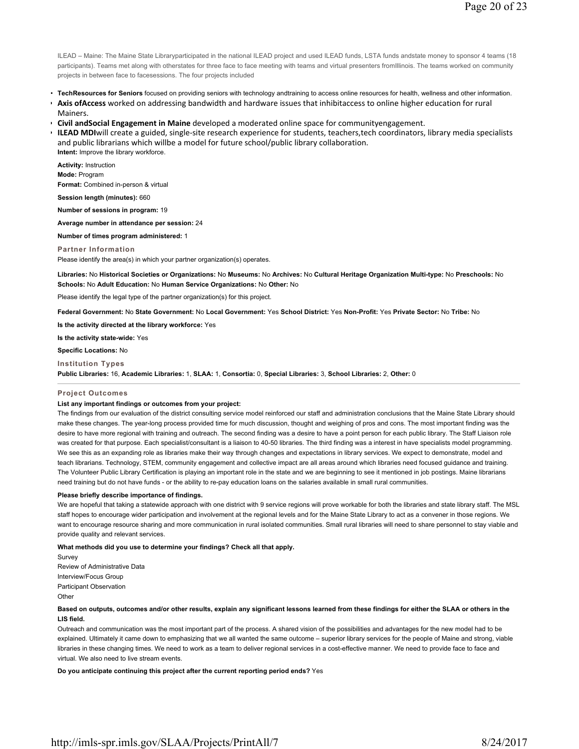ILEAD – Maine: The Maine State Libraryparticipated in the national ILEAD project and used ILEAD funds, LSTA funds andstate money to sponsor 4 teams (18 participants). Teams met along with otherstates for three face to face meeting with teams and virtual presenters fromIllinois. The teams worked on community projects in between face to facesessions. The four projects included

- **TechResources for Seniors** focused on providing seniors with technology andtraining to access online resources for health, wellness and other information.
- **Axis ofAccess** worked on addressing bandwidth and hardware issues that inhibitaccess to online higher education for rural Mainers.
- **Civil andSocial Engagement in Maine** developed a moderated online space for communityengagement.
- **ILEAD MDI**will create a guided, single-site research experience for students, teachers,tech coordinators, library media specialists and public librarians which willbe a model for future school/public library collaboration.

**Intent:** Improve the library workforce.

**Activity:** Instruction
**Mode:** Program
**Format:** Combined in-person & virtual

**Session length (minutes):** 660

**Number of sessions in program:** 19

**Average number in attendance per session:** 24

**Number of times program administered:** 1

### Partner Information

Please identify the area(s) in which your partner organization(s) operates.

**Libraries:** No **Historical Societies or Organizations:** No **Museums:** No **Archives:** No **Cultural Heritage Organization Multi-type:** No **Preschools:** No **Schools:** No **Adult Education:** No **Human Service Organizations:** No **Other:** No

Please identify the legal type of the partner organization(s) for this project.

**Federal Government:** No **State Government:** No **Local Government:** Yes **School District:** Yes **Non-Profit:** Yes **Private Sector:** No **Tribe:** No

**Is the activity directed at the library workforce:** Yes

**Is the activity state-wide:** Yes

**Specific Locations:** No

### Institution Types

**Public Libraries:** 16, **Academic Libraries:** 1, **SLAA:** 1, **Consortia:** 0, **Special Libraries:** 3, **School Libraries:** 2, **Other:** 0

---

### Project Outcomes

**List any important findings or outcomes from your project:**

The findings from our evaluation of the district consulting service model reinforced our staff and administration conclusions that the Maine State Library should make these changes. The year-long process provided time for much discussion, thought and weighing of pros and cons. The most important finding was the desire to have more regional with training and outreach. The second finding was a desire to have a point person for each public library. The Staff Liaison role was created for that purpose. Each specialist/consultant is a liaison to 40-50 libraries. The third finding was a interest in have specialists model programming. We see this as an expanding role as libraries make their way through changes and expectations in library services. We expect to demonstrate, model and teach librarians. Technology, STEM, community engagement and collective impact are all areas around which libraries need focused guidance and training. The Volunteer Public Library Certification is playing an important role in the state and we are beginning to see it mentioned in job postings. Maine librarians need training but do not have funds - or the ability to re-pay education loans on the salaries available in small rural communities.

**Please briefly describe importance of findings.**

We are hopeful that taking a statewide approach with one district with 9 service regions will prove workable for both the libraries and state library staff. The MSL staff hopes to encourage wider participation and involvement at the regional levels and for the Maine State Library to act as a convener in those regions. We want to encourage resource sharing and more communication in rural isolated communities. Small rural libraries will need to share personnel to stay viable and provide quality and relevant services.

**What methods did you use to determine your findings? Check all that apply.**

Survey
Review of Administrative Data
Interview/Focus Group
Participant Observation
Other

**Based on outputs, outcomes and/or other results, explain any significant lessons learned from these findings for either the SLAA or others in the LIS field.**

Outreach and communication was the most important part of the process. A shared vision of the possibilities and advantages for the new model had to be explained. Ultimately it came down to emphasizing that we all wanted the same outcome – superior library services for the people of Maine and strong, viable libraries in these changing times. We need to work as a team to deliver regional services in a cost-effective manner. We need to provide face to face and virtual. We also need to live stream events.

**Do you anticipate continuing this project after the current reporting period ends?** Yes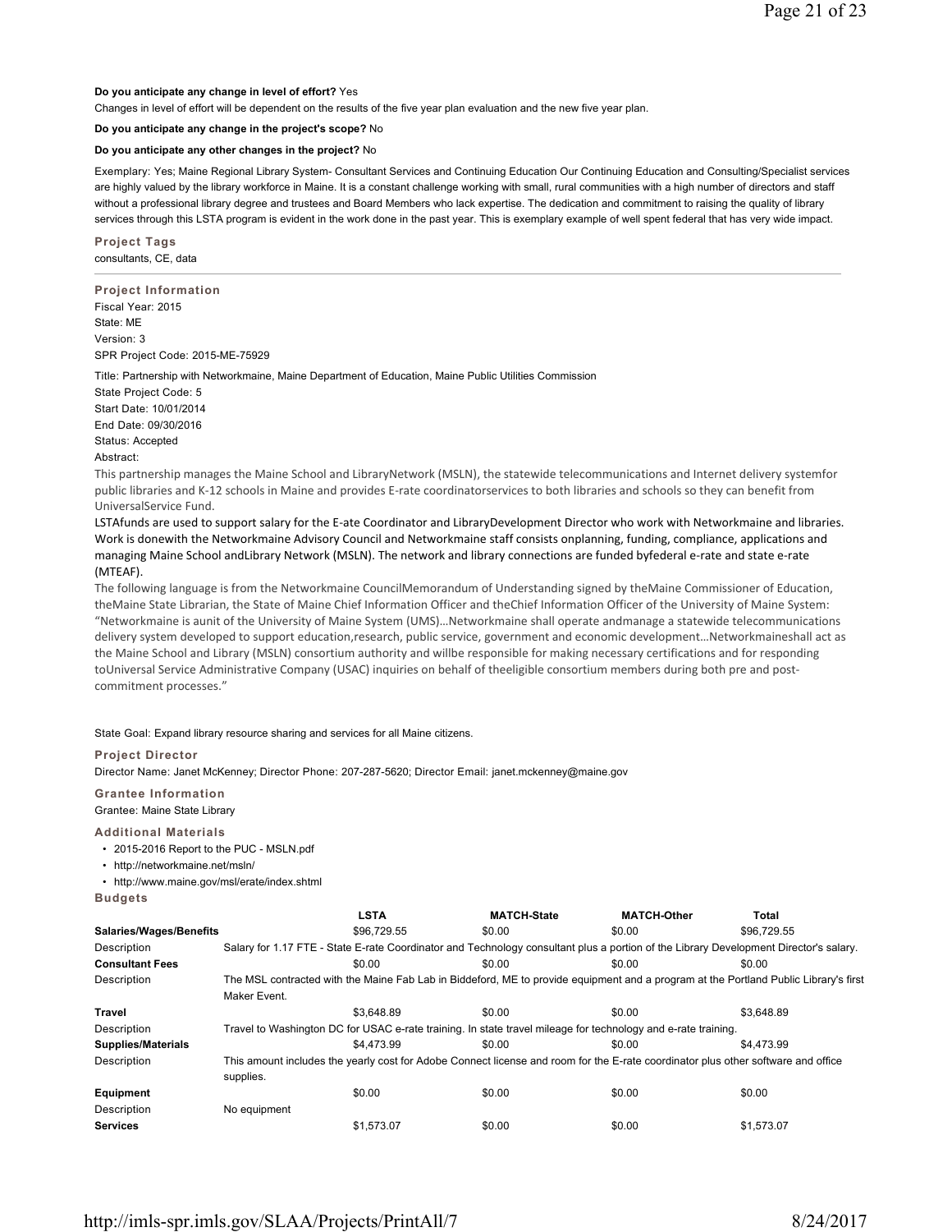**Do you anticipate any change in level of effort?** Yes

Changes in level of effort will be dependent on the results of the five year plan evaluation and the new five year plan.

**Do you anticipate any change in the project's scope?** No

**Do you anticipate any other changes in the project?** No

Exemplary: Yes; Maine Regional Library System- Consultant Services and Continuing Education Our Continuing Education and Consulting/Specialist services are highly valued by the library workforce in Maine. It is a constant challenge working with small, rural communities with a high number of directors and staff without a professional library degree and trustees and Board Members who lack expertise. The dedication and commitment to raising the quality of library services through this LSTA program is evident in the work done in the past year. This is exemplary example of well spent federal that has very wide impact.

**Project Tags**

consultants, CE, data

---

**Project Information**

Fiscal Year: 2015
State: ME
Version: 3
SPR Project Code: 2015-ME-75929

Title: Partnership with Networkmaine, Maine Department of Education, Maine Public Utilities Commission
State Project Code: 5
Start Date: 10/01/2014
End Date: 09/30/2016
Status: Accepted
Abstract:

This partnership manages the Maine School and LibraryNetwork (MSLN), the statewide telecommunications and Internet delivery systemfor public libraries and K-12 schools in Maine and provides E-rate coordinatorservices to both libraries and schools so they can benefit from UniversalService Fund.

LSTAfunds are used to support salary for the E-ate Coordinator and LibraryDevelopment Director who work with Networkmaine and libraries. Work is donewith the Networkmaine Advisory Council and Networkmaine staff consists onplanning, funding, compliance, applications and managing Maine School andLibrary Network (MSLN). The network and library connections are funded byfederal e-rate and state e-rate (MTEAF).

The following language is from the Networkmaine CouncilMemorandum of Understanding signed by theMaine Commissioner of Education, theMaine State Librarian, the State of Maine Chief Information Officer and theChief Information Officer of the University of Maine System: "Networkmaine is aunit of the University of Maine System (UMS)…Networkmaine shall operate andmanage a statewide telecommunications delivery system developed to support education,research, public service, government and economic development…Networkmaineshall act as the Maine School and Library (MSLN) consortium authority and willbe responsible for making necessary certifications and for responding toUniversal Service Administrative Company (USAC) inquiries on behalf of theeligible consortium members during both pre and post-commitment processes."

State Goal: Expand library resource sharing and services for all Maine citizens.

**Project Director**

Director Name: Janet McKenney; Director Phone: 207-287-5620; Director Email: janet.mckenney@maine.gov

**Grantee Information**

Grantee: Maine State Library

**Additional Materials**

- 2015-2016 Report to the PUC - MSLN.pdf
- http://networkmaine.net/msln/
- http://www.maine.gov/msl/erate/index.shtml

**Budgets**

| | LSTA | MATCH-State | MATCH-Other | Total |
|---|---|---|---|---|
| **Salaries/Wages/Benefits** | $96,729.55 | $0.00 | $0.00 | $96,729.55 |
| Description | Salary for 1.17 FTE - State E-rate Coordinator and Technology consultant plus a portion of the Library Development Director's salary. | | | |
| **Consultant Fees** | $0.00 | $0.00 | $0.00 | $0.00 |
| Description | The MSL contracted with the Maine Fab Lab in Biddeford, ME to provide equipment and a program at the Portland Public Library's first Maker Event. | | | |
| **Travel** | $3,648.89 | $0.00 | $0.00 | $3,648.89 |
| Description | Travel to Washington DC for USAC e-rate training. In state travel mileage for technology and e-rate training. | | | |
| **Supplies/Materials** | $4,473.99 | $0.00 | $0.00 | $4,473.99 |
| Description | This amount includes the yearly cost for Adobe Connect license and room for the E-rate coordinator plus other software and office supplies. | | | |
| **Equipment** | $0.00 | $0.00 | $0.00 | $0.00 |
| Description | No equipment | | | |
| **Services** | $1,573.07 | $0.00 | $0.00 | $1,573.07 |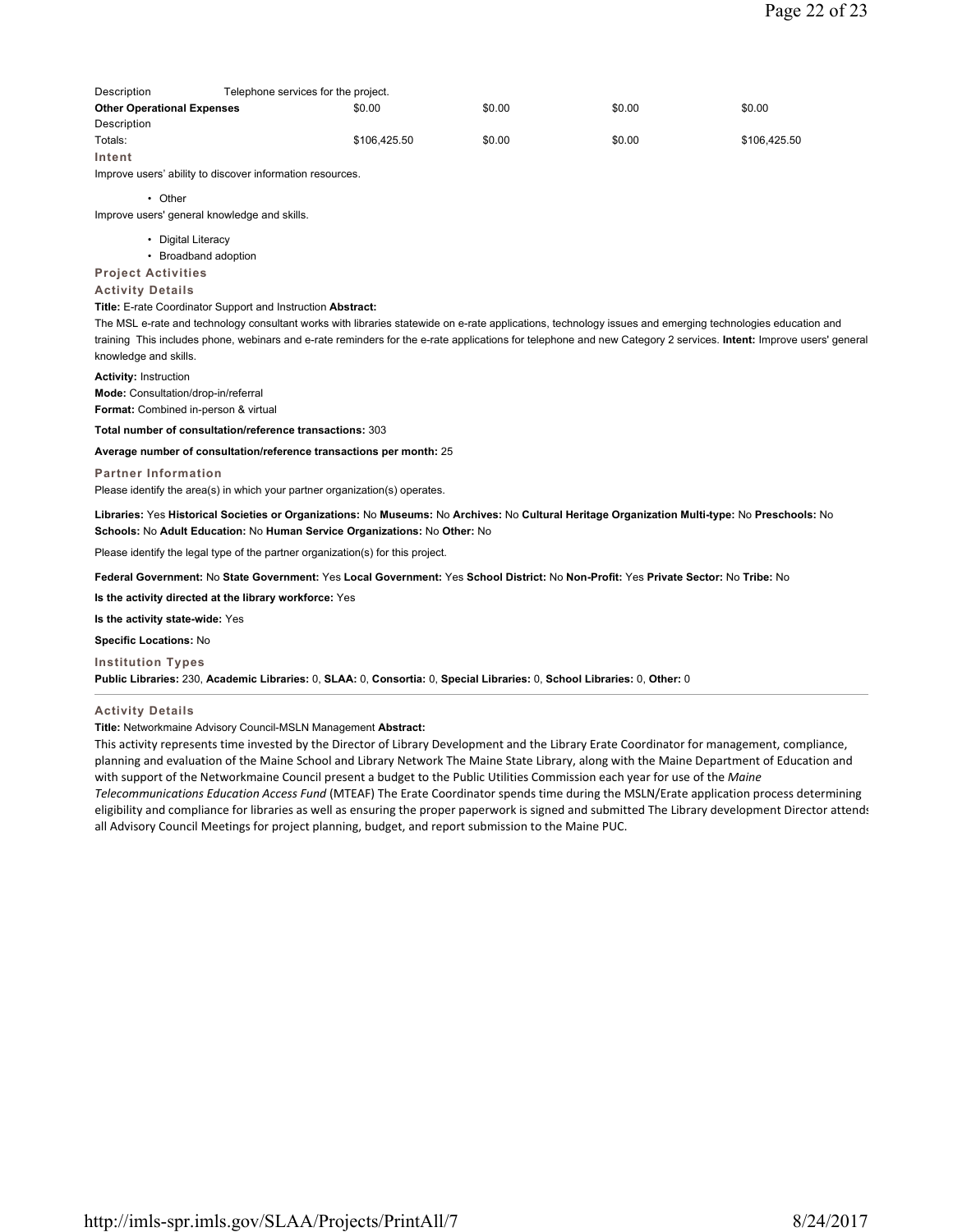| Description | Telephone services for the project. | | | |
|---|---|---|---|---|
| **Other Operational Expenses** | $0.00 | $0.00 | $0.00 | $0.00 |
| Description | | | | |
| Totals: | $106,425.50 | $0.00 | $0.00 | $106,425.50 |

### Intent

Improve users' ability to discover information resources.

- Other

Improve users' general knowledge and skills.

- Digital Literacy
- Broadband adoption

### Project Activities

### Activity Details

**Title:** E-rate Coordinator Support and Instruction **Abstract:**

The MSL e-rate and technology consultant works with libraries statewide on e-rate applications, technology issues and emerging technologies education and training This includes phone, webinars and e-rate reminders for the e-rate applications for telephone and new Category 2 services. **Intent:** Improve users' general knowledge and skills.

**Activity:** Instruction

**Mode:** Consultation/drop-in/referral

**Format:** Combined in-person & virtual

**Total number of consultation/reference transactions:** 303

**Average number of consultation/reference transactions per month:** 25

### Partner Information

Please identify the area(s) in which your partner organization(s) operates.

**Libraries:** Yes **Historical Societies or Organizations:** No **Museums:** No **Archives:** No **Cultural Heritage Organization Multi-type:** No **Preschools:** No **Schools:** No **Adult Education:** No **Human Service Organizations:** No **Other:** No

Please identify the legal type of the partner organization(s) for this project.

**Federal Government:** No **State Government:** Yes **Local Government:** Yes **School District:** No **Non-Profit:** Yes **Private Sector:** No **Tribe:** No

**Is the activity directed at the library workforce:** Yes

**Is the activity state-wide:** Yes

**Specific Locations:** No

### Institution Types

**Public Libraries:** 230, **Academic Libraries:** 0, **SLAA:** 0, **Consortia:** 0, **Special Libraries:** 0, **School Libraries:** 0, **Other:** 0

---

### Activity Details

**Title:** Networkmaine Advisory Council-MSLN Management **Abstract:**

This activity represents time invested by the Director of Library Development and the Library Erate Coordinator for management, compliance, planning and evaluation of the Maine School and Library Network The Maine State Library, along with the Maine Department of Education and with support of the Networkmaine Council present a budget to the Public Utilities Commission each year for use of the *Maine Telecommunications Education Access Fund* (MTEAF) The Erate Coordinator spends time during the MSLN/Erate application process determining eligibility and compliance for libraries as well as ensuring the proper paperwork is signed and submitted The Library development Director attends all Advisory Council Meetings for project planning, budget, and report submission to the Maine PUC.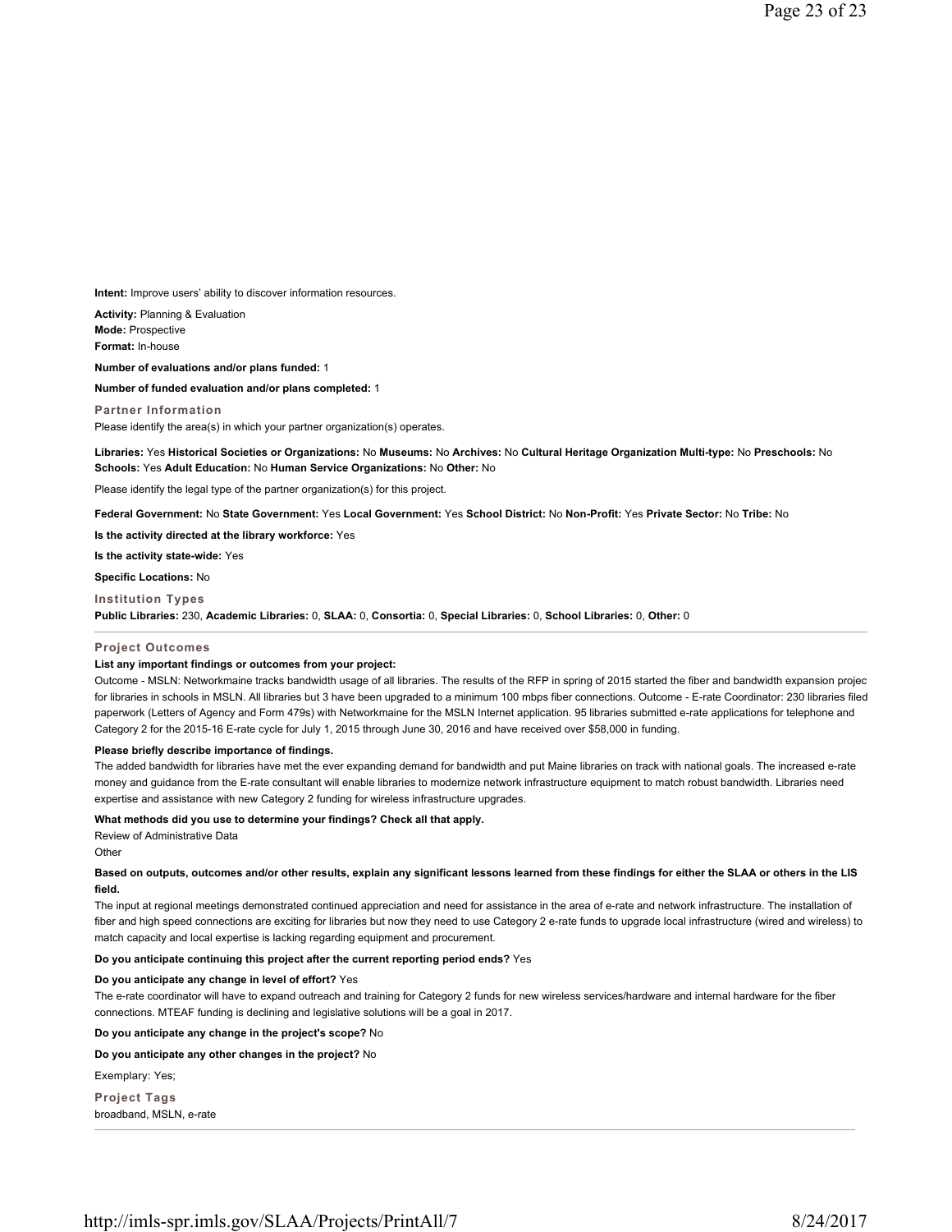**Intent:** Improve users' ability to discover information resources.

**Activity:** Planning & Evaluation
**Mode:** Prospective
**Format:** In-house

**Number of evaluations and/or plans funded:** 1

**Number of funded evaluation and/or plans completed:** 1

### Partner Information

Please identify the area(s) in which your partner organization(s) operates.

**Libraries:** Yes **Historical Societies or Organizations:** No **Museums:** No **Archives:** No **Cultural Heritage Organization Multi-type:** No **Preschools:** No **Schools:** Yes **Adult Education:** No **Human Service Organizations:** No **Other:** No

Please identify the legal type of the partner organization(s) for this project.

**Federal Government:** No **State Government:** Yes **Local Government:** Yes **School District:** No **Non-Profit:** Yes **Private Sector:** No **Tribe:** No

**Is the activity directed at the library workforce:** Yes

**Is the activity state-wide:** Yes

**Specific Locations:** No

### Institution Types

**Public Libraries:** 230, **Academic Libraries:** 0, **SLAA:** 0, **Consortia:** 0, **Special Libraries:** 0, **School Libraries:** 0, **Other:** 0

### Project Outcomes

**List any important findings or outcomes from your project:**

Outcome - MSLN: Networkmaine tracks bandwidth usage of all libraries. The results of the RFP in spring of 2015 started the fiber and bandwidth expansion projec for libraries in schools in MSLN. All libraries but 3 have been upgraded to a minimum 100 mbps fiber connections. Outcome - E-rate Coordinator: 230 libraries filed paperwork (Letters of Agency and Form 479s) with Networkmaine for the MSLN Internet application. 95 libraries submitted e-rate applications for telephone and Category 2 for the 2015-16 E-rate cycle for July 1, 2015 through June 30, 2016 and have received over $58,000 in funding.

**Please briefly describe importance of findings.**

The added bandwidth for libraries have met the ever expanding demand for bandwidth and put Maine libraries on track with national goals. The increased e-rate money and guidance from the E-rate consultant will enable libraries to modernize network infrastructure equipment to match robust bandwidth. Libraries need expertise and assistance with new Category 2 funding for wireless infrastructure upgrades.

**What methods did you use to determine your findings? Check all that apply.**

Review of Administrative Data
Other

**Based on outputs, outcomes and/or other results, explain any significant lessons learned from these findings for either the SLAA or others in the LIS field.**

The input at regional meetings demonstrated continued appreciation and need for assistance in the area of e-rate and network infrastructure. The installation of fiber and high speed connections are exciting for libraries but now they need to use Category 2 e-rate funds to upgrade local infrastructure (wired and wireless) to match capacity and local expertise is lacking regarding equipment and procurement.

**Do you anticipate continuing this project after the current reporting period ends?** Yes

**Do you anticipate any change in level of effort?** Yes

The e-rate coordinator will have to expand outreach and training for Category 2 funds for new wireless services/hardware and internal hardware for the fiber connections. MTEAF funding is declining and legislative solutions will be a goal in 2017.

**Do you anticipate any change in the project's scope?** No

**Do you anticipate any other changes in the project?** No

Exemplary: Yes;

### Project Tags

broadband, MSLN, e-rate